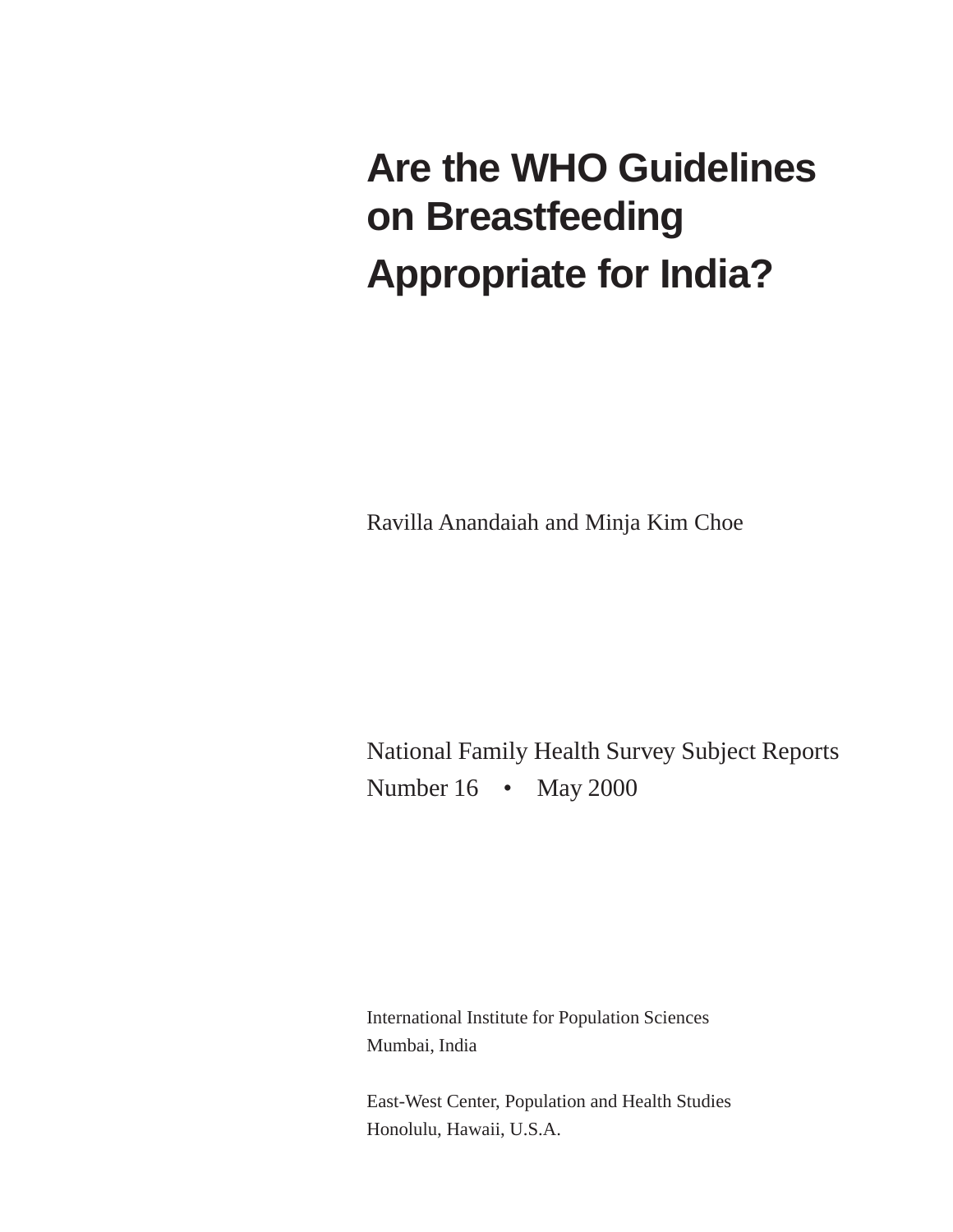# Are the WHO Guidelines on Breastfeeding Appropriate for India?

Ravilla Anandaiah and Minja Kim Choe

National Family Health Survey Subject Reports
Number 16 • May 2000

International Institute for Population Sciences
Mumbai, India

East-West Center, Population and Health Studies
Honolulu, Hawaii, U.S.A.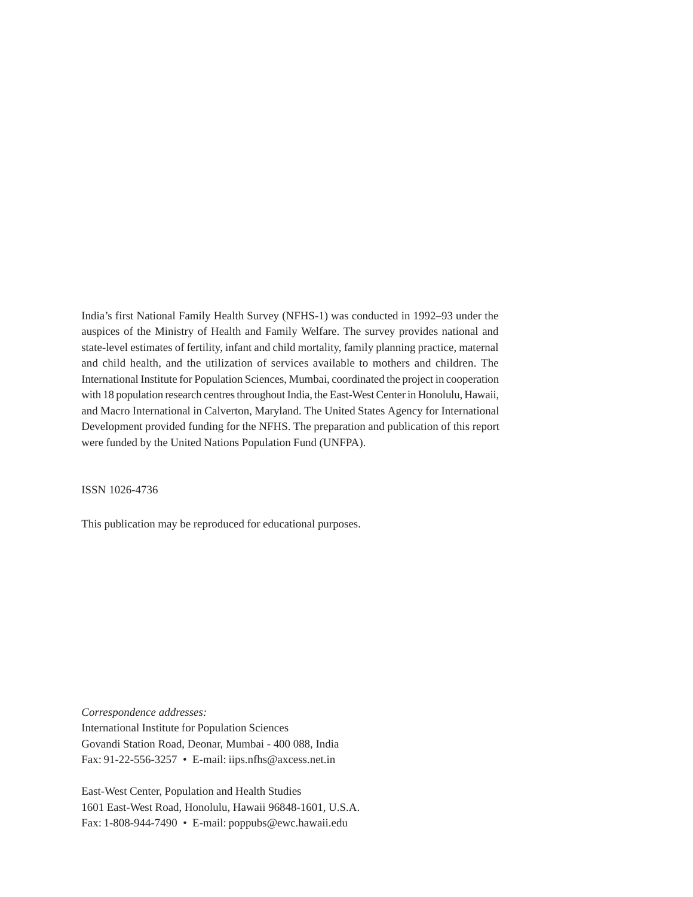India's first National Family Health Survey (NFHS-1) was conducted in 1992–93 under the auspices of the Ministry of Health and Family Welfare. The survey provides national and state-level estimates of fertility, infant and child mortality, family planning practice, maternal and child health, and the utilization of services available to mothers and children. The International Institute for Population Sciences, Mumbai, coordinated the project in cooperation with 18 population research centres throughout India, the East-West Center in Honolulu, Hawaii, and Macro International in Calverton, Maryland. The United States Agency for International Development provided funding for the NFHS. The preparation and publication of this report were funded by the United Nations Population Fund (UNFPA).

ISSN 1026-4736

This publication may be reproduced for educational purposes.

*Correspondence addresses:*
International Institute for Population Sciences
Govandi Station Road, Deonar, Mumbai - 400 088, India
Fax: 91-22-556-3257 • E-mail: iips.nfhs@axcess.net.in

East-West Center, Population and Health Studies
1601 East-West Road, Honolulu, Hawaii 96848-1601, U.S.A.
Fax: 1-808-944-7490 • E-mail: poppubs@ewc.hawaii.edu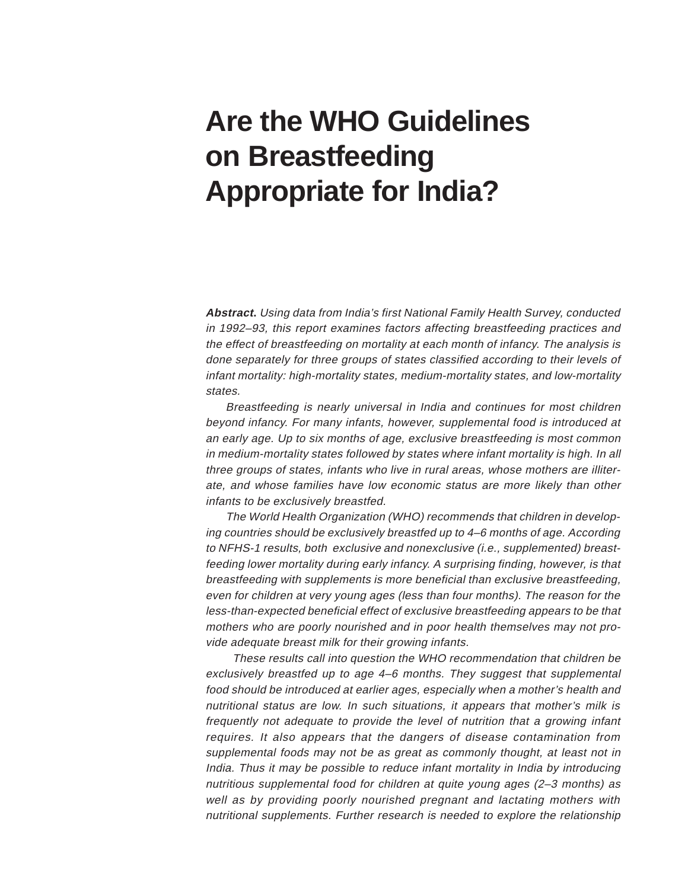# Are the WHO Guidelines on Breastfeeding Appropriate for India?

***Abstract.*** *Using data from India's first National Family Health Survey, conducted in 1992–93, this report examines factors affecting breastfeeding practices and the effect of breastfeeding on mortality at each month of infancy. The analysis is done separately for three groups of states classified according to their levels of infant mortality: high-mortality states, medium-mortality states, and low-mortality states.*

*Breastfeeding is nearly universal in India and continues for most children beyond infancy. For many infants, however, supplemental food is introduced at an early age. Up to six months of age, exclusive breastfeeding is most common in medium-mortality states followed by states where infant mortality is high. In all three groups of states, infants who live in rural areas, whose mothers are illiterate, and whose families have low economic status are more likely than other infants to be exclusively breastfed.*

*The World Health Organization (WHO) recommends that children in developing countries should be exclusively breastfed up to 4–6 months of age. According to NFHS-1 results, both exclusive and nonexclusive (i.e., supplemented) breastfeeding lower mortality during early infancy. A surprising finding, however, is that breastfeeding with supplements is more beneficial than exclusive breastfeeding, even for children at very young ages (less than four months). The reason for the less-than-expected beneficial effect of exclusive breastfeeding appears to be that mothers who are poorly nourished and in poor health themselves may not provide adequate breast milk for their growing infants.*

*These results call into question the WHO recommendation that children be exclusively breastfed up to age 4–6 months. They suggest that supplemental food should be introduced at earlier ages, especially when a mother's health and nutritional status are low. In such situations, it appears that mother's milk is frequently not adequate to provide the level of nutrition that a growing infant requires. It also appears that the dangers of disease contamination from supplemental foods may not be as great as commonly thought, at least not in India. Thus it may be possible to reduce infant mortality in India by introducing nutritious supplemental food for children at quite young ages (2–3 months) as well as by providing poorly nourished pregnant and lactating mothers with nutritional supplements. Further research is needed to explore the relationship*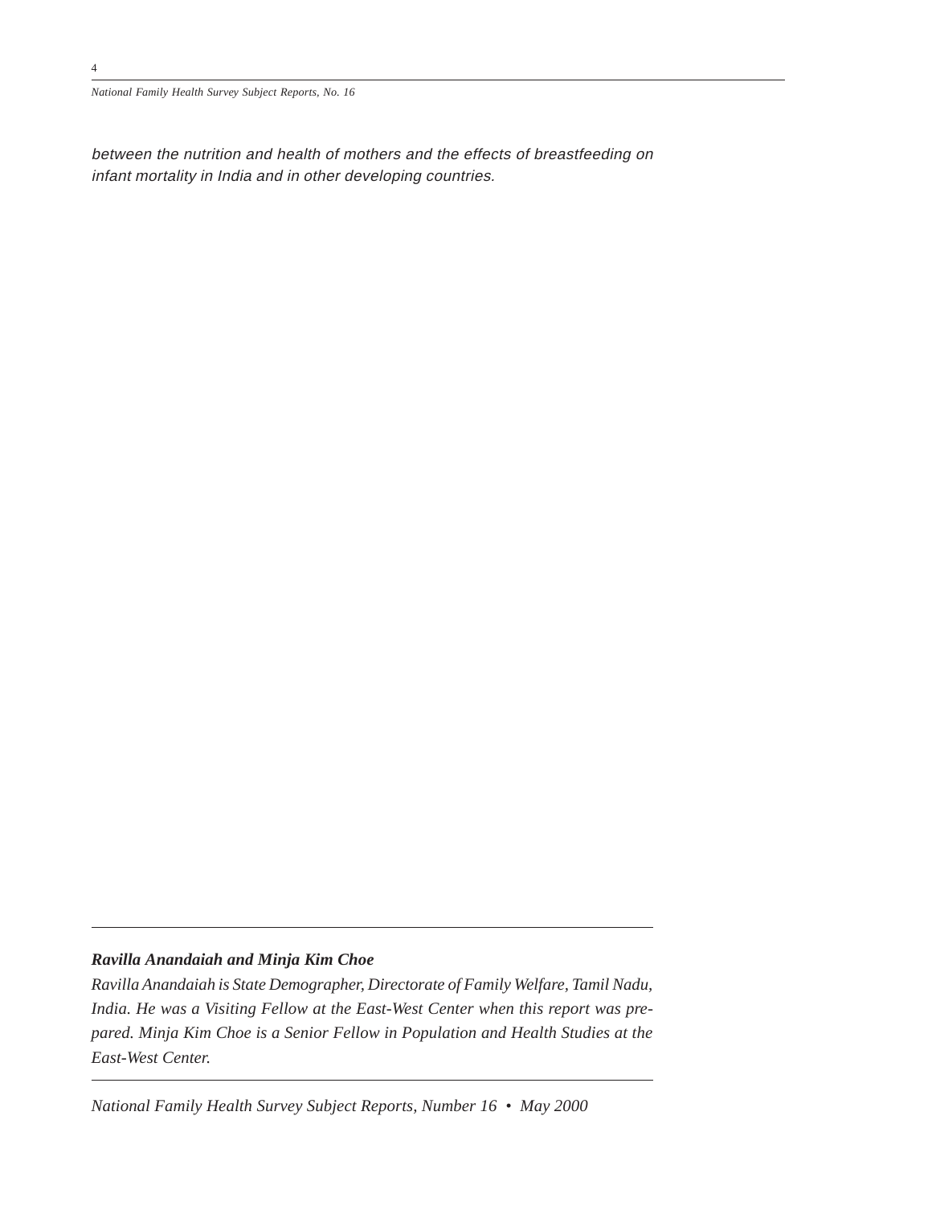*between the nutrition and health of mothers and the effects of breastfeeding on infant mortality in India and in other developing countries.*

---

***Ravilla Anandaiah and Minja Kim Choe***

*Ravilla Anandaiah is State Demographer, Directorate of Family Welfare, Tamil Nadu, India. He was a Visiting Fellow at the East-West Center when this report was prepared. Minja Kim Choe is a Senior Fellow in Population and Health Studies at the East-West Center.*

---

*National Family Health Survey Subject Reports, Number 16 • May 2000*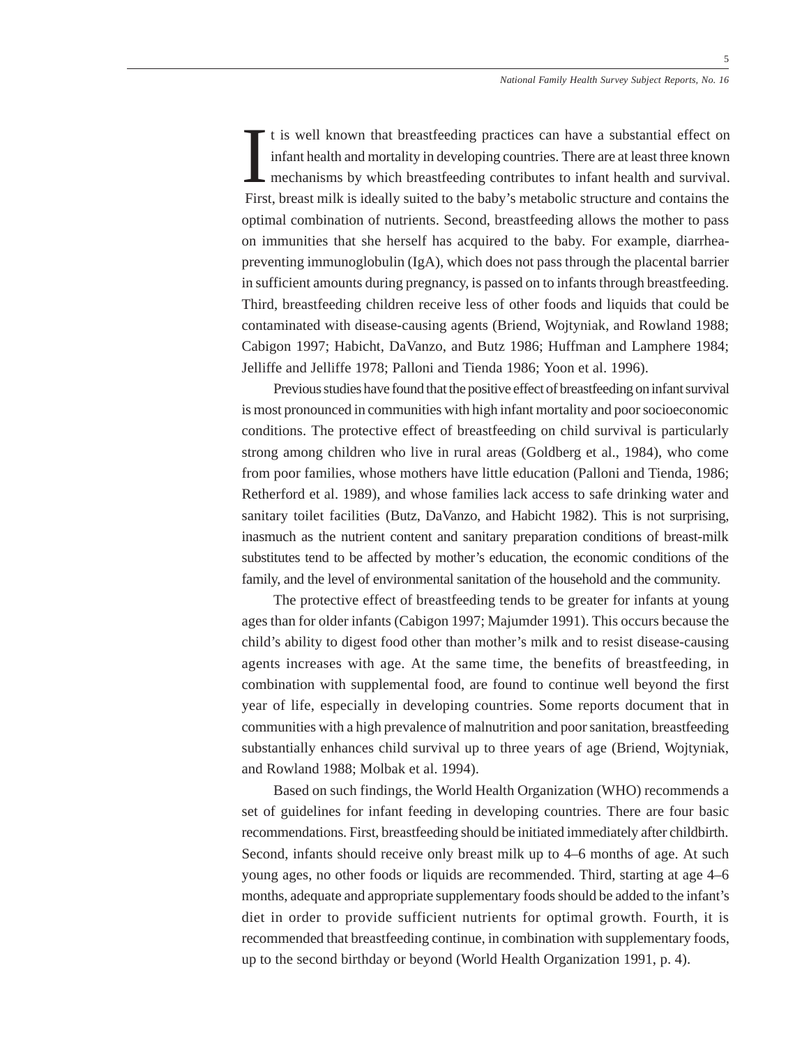It is well known that breastfeeding practices can have a substantial effect on infant health and mortality in developing countries. There are at least three known mechanisms by which breastfeeding contributes to infant health and survival. First, breast milk is ideally suited to the baby's metabolic structure and contains the optimal combination of nutrients. Second, breastfeeding allows the mother to pass on immunities that she herself has acquired to the baby. For example, diarrhea-preventing immunoglobulin (IgA), which does not pass through the placental barrier in sufficient amounts during pregnancy, is passed on to infants through breastfeeding. Third, breastfeeding children receive less of other foods and liquids that could be contaminated with disease-causing agents (Briend, Wojtyniak, and Rowland 1988; Cabigon 1997; Habicht, DaVanzo, and Butz 1986; Huffman and Lamphere 1984; Jelliffe and Jelliffe 1978; Palloni and Tienda 1986; Yoon et al. 1996).

Previous studies have found that the positive effect of breastfeeding on infant survival is most pronounced in communities with high infant mortality and poor socioeconomic conditions. The protective effect of breastfeeding on child survival is particularly strong among children who live in rural areas (Goldberg et al., 1984), who come from poor families, whose mothers have little education (Palloni and Tienda, 1986; Retherford et al. 1989), and whose families lack access to safe drinking water and sanitary toilet facilities (Butz, DaVanzo, and Habicht 1982). This is not surprising, inasmuch as the nutrient content and sanitary preparation conditions of breast-milk substitutes tend to be affected by mother's education, the economic conditions of the family, and the level of environmental sanitation of the household and the community.

The protective effect of breastfeeding tends to be greater for infants at young ages than for older infants (Cabigon 1997; Majumder 1991). This occurs because the child's ability to digest food other than mother's milk and to resist disease-causing agents increases with age. At the same time, the benefits of breastfeeding, in combination with supplemental food, are found to continue well beyond the first year of life, especially in developing countries. Some reports document that in communities with a high prevalence of malnutrition and poor sanitation, breastfeeding substantially enhances child survival up to three years of age (Briend, Wojtyniak, and Rowland 1988; Molbak et al. 1994).

Based on such findings, the World Health Organization (WHO) recommends a set of guidelines for infant feeding in developing countries. There are four basic recommendations. First, breastfeeding should be initiated immediately after childbirth. Second, infants should receive only breast milk up to 4–6 months of age. At such young ages, no other foods or liquids are recommended. Third, starting at age 4–6 months, adequate and appropriate supplementary foods should be added to the infant's diet in order to provide sufficient nutrients for optimal growth. Fourth, it is recommended that breastfeeding continue, in combination with supplementary foods, up to the second birthday or beyond (World Health Organization 1991, p. 4).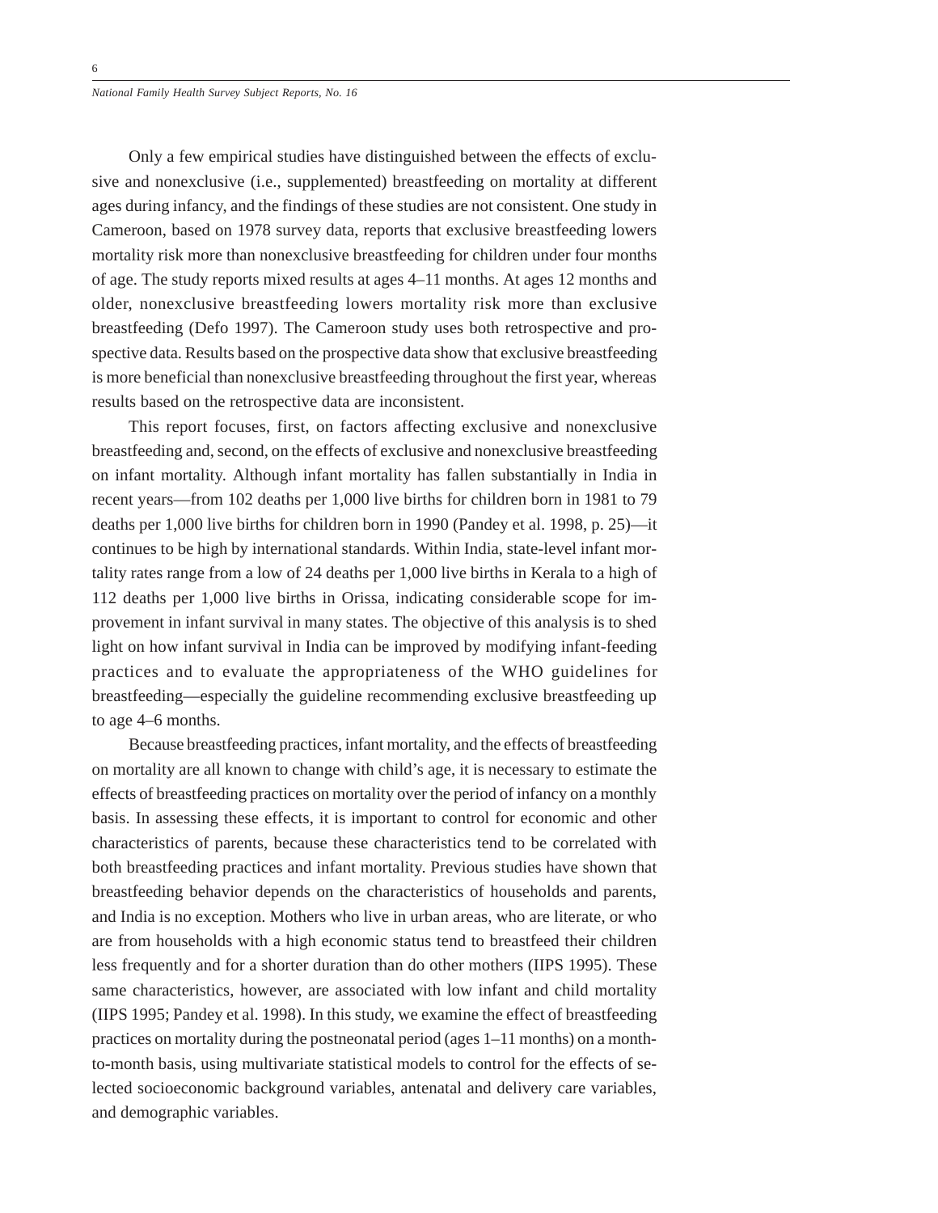Only a few empirical studies have distinguished between the effects of exclusive and nonexclusive (i.e., supplemented) breastfeeding on mortality at different ages during infancy, and the findings of these studies are not consistent. One study in Cameroon, based on 1978 survey data, reports that exclusive breastfeeding lowers mortality risk more than nonexclusive breastfeeding for children under four months of age. The study reports mixed results at ages 4–11 months. At ages 12 months and older, nonexclusive breastfeeding lowers mortality risk more than exclusive breastfeeding (Defo 1997). The Cameroon study uses both retrospective and prospective data. Results based on the prospective data show that exclusive breastfeeding is more beneficial than nonexclusive breastfeeding throughout the first year, whereas results based on the retrospective data are inconsistent.

This report focuses, first, on factors affecting exclusive and nonexclusive breastfeeding and, second, on the effects of exclusive and nonexclusive breastfeeding on infant mortality. Although infant mortality has fallen substantially in India in recent years—from 102 deaths per 1,000 live births for children born in 1981 to 79 deaths per 1,000 live births for children born in 1990 (Pandey et al. 1998, p. 25)—it continues to be high by international standards. Within India, state-level infant mortality rates range from a low of 24 deaths per 1,000 live births in Kerala to a high of 112 deaths per 1,000 live births in Orissa, indicating considerable scope for improvement in infant survival in many states. The objective of this analysis is to shed light on how infant survival in India can be improved by modifying infant-feeding practices and to evaluate the appropriateness of the WHO guidelines for breastfeeding—especially the guideline recommending exclusive breastfeeding up to age 4–6 months.

Because breastfeeding practices, infant mortality, and the effects of breastfeeding on mortality are all known to change with child's age, it is necessary to estimate the effects of breastfeeding practices on mortality over the period of infancy on a monthly basis. In assessing these effects, it is important to control for economic and other characteristics of parents, because these characteristics tend to be correlated with both breastfeeding practices and infant mortality. Previous studies have shown that breastfeeding behavior depends on the characteristics of households and parents, and India is no exception. Mothers who live in urban areas, who are literate, or who are from households with a high economic status tend to breastfeed their children less frequently and for a shorter duration than do other mothers (IIPS 1995). These same characteristics, however, are associated with low infant and child mortality (IIPS 1995; Pandey et al. 1998). In this study, we examine the effect of breastfeeding practices on mortality during the postneonatal period (ages 1–11 months) on a month-to-month basis, using multivariate statistical models to control for the effects of selected socioeconomic background variables, antenatal and delivery care variables, and demographic variables.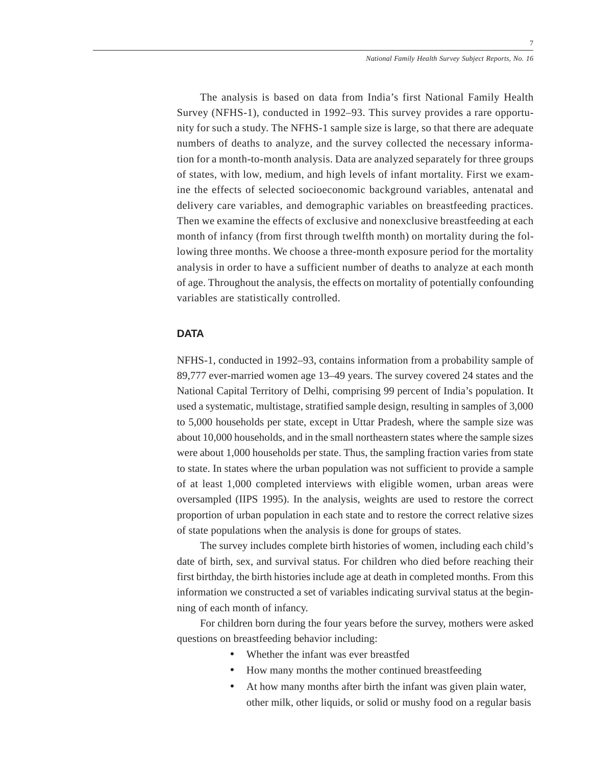The analysis is based on data from India's first National Family Health Survey (NFHS-1), conducted in 1992–93. This survey provides a rare opportunity for such a study. The NFHS-1 sample size is large, so that there are adequate numbers of deaths to analyze, and the survey collected the necessary information for a month-to-month analysis. Data are analyzed separately for three groups of states, with low, medium, and high levels of infant mortality. First we examine the effects of selected socioeconomic background variables, antenatal and delivery care variables, and demographic variables on breastfeeding practices. Then we examine the effects of exclusive and nonexclusive breastfeeding at each month of infancy (from first through twelfth month) on mortality during the following three months. We choose a three-month exposure period for the mortality analysis in order to have a sufficient number of deaths to analyze at each month of age. Throughout the analysis, the effects on mortality of potentially confounding variables are statistically controlled.

## DATA

NFHS-1, conducted in 1992–93, contains information from a probability sample of 89,777 ever-married women age 13–49 years. The survey covered 24 states and the National Capital Territory of Delhi, comprising 99 percent of India's population. It used a systematic, multistage, stratified sample design, resulting in samples of 3,000 to 5,000 households per state, except in Uttar Pradesh, where the sample size was about 10,000 households, and in the small northeastern states where the sample sizes were about 1,000 households per state. Thus, the sampling fraction varies from state to state. In states where the urban population was not sufficient to provide a sample of at least 1,000 completed interviews with eligible women, urban areas were oversampled (IIPS 1995). In the analysis, weights are used to restore the correct proportion of urban population in each state and to restore the correct relative sizes of state populations when the analysis is done for groups of states.

The survey includes complete birth histories of women, including each child's date of birth, sex, and survival status. For children who died before reaching their first birthday, the birth histories include age at death in completed months. From this information we constructed a set of variables indicating survival status at the beginning of each month of infancy.

For children born during the four years before the survey, mothers were asked questions on breastfeeding behavior including:

- Whether the infant was ever breastfed
- How many months the mother continued breastfeeding
- At how many months after birth the infant was given plain water, other milk, other liquids, or solid or mushy food on a regular basis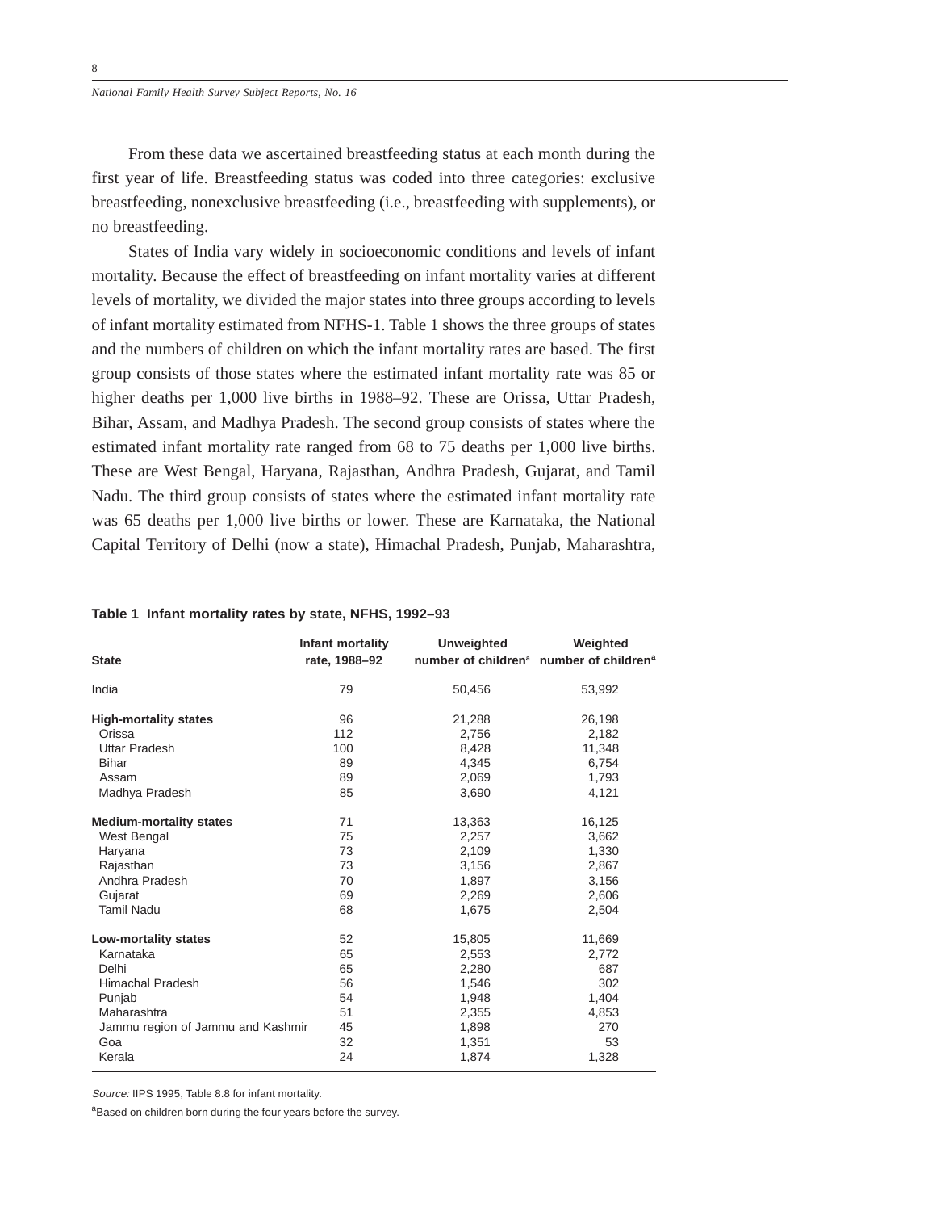From these data we ascertained breastfeeding status at each month during the first year of life. Breastfeeding status was coded into three categories: exclusive breastfeeding, nonexclusive breastfeeding (i.e., breastfeeding with supplements), or no breastfeeding.

States of India vary widely in socioeconomic conditions and levels of infant mortality. Because the effect of breastfeeding on infant mortality varies at different levels of mortality, we divided the major states into three groups according to levels of infant mortality estimated from NFHS-1. Table 1 shows the three groups of states and the numbers of children on which the infant mortality rates are based. The first group consists of those states where the estimated infant mortality rate was 85 or higher deaths per 1,000 live births in 1988–92. These are Orissa, Uttar Pradesh, Bihar, Assam, and Madhya Pradesh. The second group consists of states where the estimated infant mortality rate ranged from 68 to 75 deaths per 1,000 live births. These are West Bengal, Haryana, Rajasthan, Andhra Pradesh, Gujarat, and Tamil Nadu. The third group consists of states where the estimated infant mortality rate was 65 deaths per 1,000 live births or lower. These are Karnataka, the National Capital Territory of Delhi (now a state), Himachal Pradesh, Punjab, Maharashtra,

**Table 1 Infant mortality rates by state, NFHS, 1992–93**

| State | Infant mortality rate, 1988–92 | Unweighted number of children[a] | Weighted number of children[a] |
|---|---|---|---|
| India | 79 | 50,456 | 53,992 |
| **High-mortality states** | 96 | 21,288 | 26,198 |
| Orissa | 112 | 2,756 | 2,182 |
| Uttar Pradesh | 100 | 8,428 | 11,348 |
| Bihar | 89 | 4,345 | 6,754 |
| Assam | 89 | 2,069 | 1,793 |
| Madhya Pradesh | 85 | 3,690 | 4,121 |
| **Medium-mortality states** | 71 | 13,363 | 16,125 |
| West Bengal | 75 | 2,257 | 3,662 |
| Haryana | 73 | 2,109 | 1,330 |
| Rajasthan | 73 | 3,156 | 2,867 |
| Andhra Pradesh | 70 | 1,897 | 3,156 |
| Gujarat | 69 | 2,269 | 2,606 |
| Tamil Nadu | 68 | 1,675 | 2,504 |
| **Low-mortality states** | 52 | 15,805 | 11,669 |
| Karnataka | 65 | 2,553 | 2,772 |
| Delhi | 65 | 2,280 | 687 |
| Himachal Pradesh | 56 | 1,546 | 302 |
| Punjab | 54 | 1,948 | 1,404 |
| Maharashtra | 51 | 2,355 | 4,853 |
| Jammu region of Jammu and Kashmir | 45 | 1,898 | 270 |
| Goa | 32 | 1,351 | 53 |
| Kerala | 24 | 1,874 | 1,328 |

*Source:* IIPS 1995, Table 8.8 for infant mortality.

[a]Based on children born during the four years before the survey.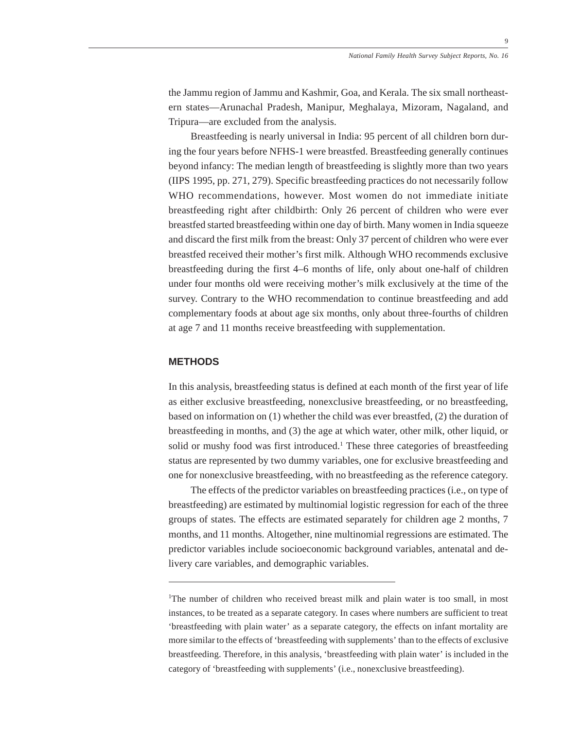the Jammu region of Jammu and Kashmir, Goa, and Kerala. The six small northeastern states—Arunachal Pradesh, Manipur, Meghalaya, Mizoram, Nagaland, and Tripura—are excluded from the analysis.

Breastfeeding is nearly universal in India: 95 percent of all children born during the four years before NFHS-1 were breastfed. Breastfeeding generally continues beyond infancy: The median length of breastfeeding is slightly more than two years (IIPS 1995, pp. 271, 279). Specific breastfeeding practices do not necessarily follow WHO recommendations, however. Most women do not immediate initiate breastfeeding right after childbirth: Only 26 percent of children who were ever breastfed started breastfeeding within one day of birth. Many women in India squeeze and discard the first milk from the breast: Only 37 percent of children who were ever breastfed received their mother's first milk. Although WHO recommends exclusive breastfeeding during the first 4–6 months of life, only about one-half of children under four months old were receiving mother's milk exclusively at the time of the survey. Contrary to the WHO recommendation to continue breastfeeding and add complementary foods at about age six months, only about three-fourths of children at age 7 and 11 months receive breastfeeding with supplementation.

## METHODS

In this analysis, breastfeeding status is defined at each month of the first year of life as either exclusive breastfeeding, nonexclusive breastfeeding, or no breastfeeding, based on information on (1) whether the child was ever breastfed, (2) the duration of breastfeeding in months, and (3) the age at which water, other milk, other liquid, or solid or mushy food was first introduced.[1] These three categories of breastfeeding status are represented by two dummy variables, one for exclusive breastfeeding and one for nonexclusive breastfeeding, with no breastfeeding as the reference category.

The effects of the predictor variables on breastfeeding practices (i.e., on type of breastfeeding) are estimated by multinomial logistic regression for each of the three groups of states. The effects are estimated separately for children age 2 months, 7 months, and 11 months. Altogether, nine multinomial regressions are estimated. The predictor variables include socioeconomic background variables, antenatal and delivery care variables, and demographic variables.

---

[1]The number of children who received breast milk and plain water is too small, in most instances, to be treated as a separate category. In cases where numbers are sufficient to treat 'breastfeeding with plain water' as a separate category, the effects on infant mortality are more similar to the effects of 'breastfeeding with supplements' than to the effects of exclusive breastfeeding. Therefore, in this analysis, 'breastfeeding with plain water' is included in the category of 'breastfeeding with supplements' (i.e., nonexclusive breastfeeding).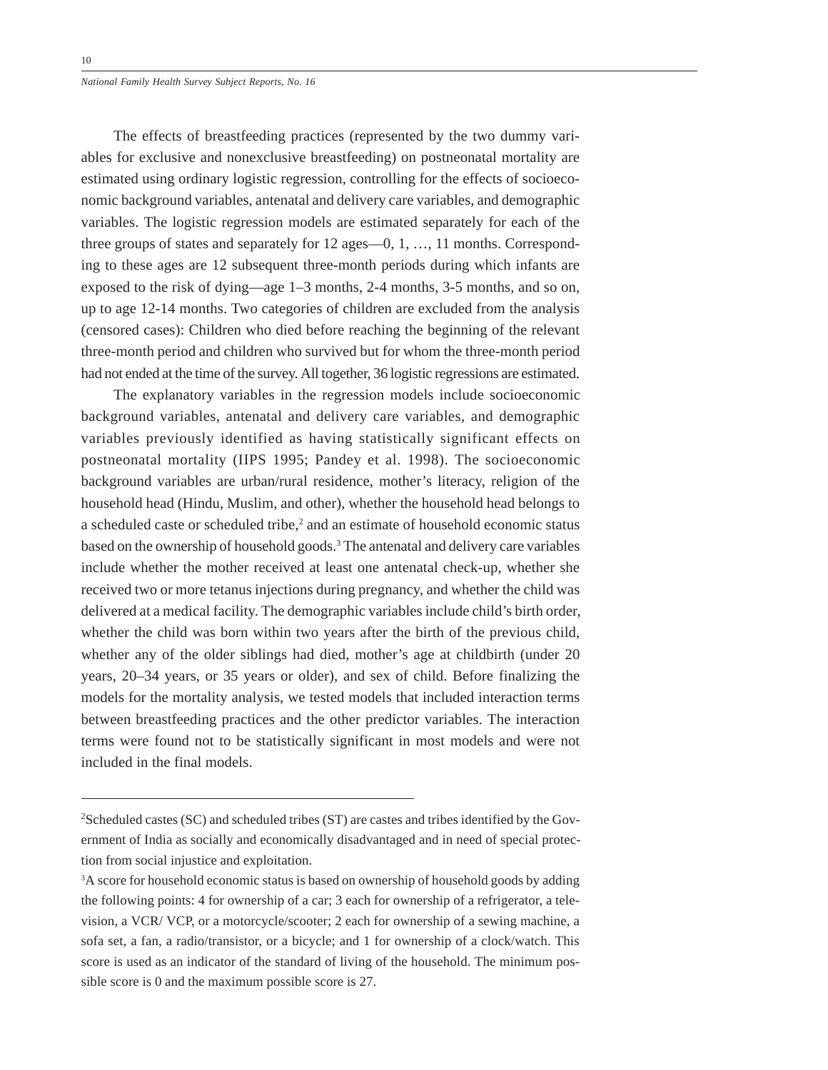The effects of breastfeeding practices (represented by the two dummy variables for exclusive and nonexclusive breastfeeding) on postneonatal mortality are estimated using ordinary logistic regression, controlling for the effects of socioeconomic background variables, antenatal and delivery care variables, and demographic variables. The logistic regression models are estimated separately for each of the three groups of states and separately for 12 ages—0, 1, …, 11 months. Corresponding to these ages are 12 subsequent three-month periods during which infants are exposed to the risk of dying—age 1–3 months, 2-4 months, 3-5 months, and so on, up to age 12-14 months. Two categories of children are excluded from the analysis (censored cases): Children who died before reaching the beginning of the relevant three-month period and children who survived but for whom the three-month period had not ended at the time of the survey. All together, 36 logistic regressions are estimated.

The explanatory variables in the regression models include socioeconomic background variables, antenatal and delivery care variables, and demographic variables previously identified as having statistically significant effects on postneonatal mortality (IIPS 1995; Pandey et al. 1998). The socioeconomic background variables are urban/rural residence, mother's literacy, religion of the household head (Hindu, Muslim, and other), whether the household head belongs to a scheduled caste or scheduled tribe,[2] and an estimate of household economic status based on the ownership of household goods.[3] The antenatal and delivery care variables include whether the mother received at least one antenatal check-up, whether she received two or more tetanus injections during pregnancy, and whether the child was delivered at a medical facility. The demographic variables include child's birth order, whether the child was born within two years after the birth of the previous child, whether any of the older siblings had died, mother's age at childbirth (under 20 years, 20–34 years, or 35 years or older), and sex of child. Before finalizing the models for the mortality analysis, we tested models that included interaction terms between breastfeeding practices and the other predictor variables. The interaction terms were found not to be statistically significant in most models and were not included in the final models.

---

[2]Scheduled castes (SC) and scheduled tribes (ST) are castes and tribes identified by the Government of India as socially and economically disadvantaged and in need of special protection from social injustice and exploitation.

[3]A score for household economic status is based on ownership of household goods by adding the following points: 4 for ownership of a car; 3 each for ownership of a refrigerator, a television, a VCR/ VCP, or a motorcycle/scooter; 2 each for ownership of a sewing machine, a sofa set, a fan, a radio/transistor, or a bicycle; and 1 for ownership of a clock/watch. This score is used as an indicator of the standard of living of the household. The minimum possible score is 0 and the maximum possible score is 27.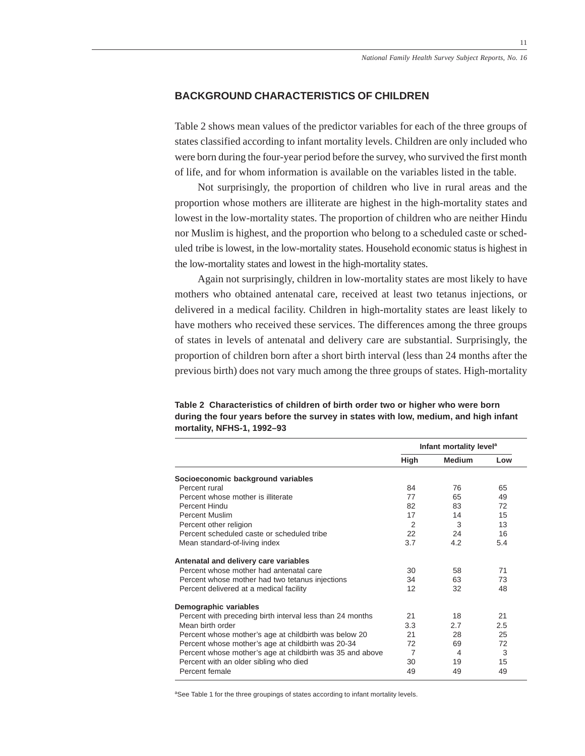## BACKGROUND CHARACTERISTICS OF CHILDREN

Table 2 shows mean values of the predictor variables for each of the three groups of states classified according to infant mortality levels. Children are only included who were born during the four-year period before the survey, who survived the first month of life, and for whom information is available on the variables listed in the table.

Not surprisingly, the proportion of children who live in rural areas and the proportion whose mothers are illiterate are highest in the high-mortality states and lowest in the low-mortality states. The proportion of children who are neither Hindu nor Muslim is highest, and the proportion who belong to a scheduled caste or scheduled tribe is lowest, in the low-mortality states. Household economic status is highest in the low-mortality states and lowest in the high-mortality states.

Again not surprisingly, children in low-mortality states are most likely to have mothers who obtained antenatal care, received at least two tetanus injections, or delivered in a medical facility. Children in high-mortality states are least likely to have mothers who received these services. The differences among the three groups of states in levels of antenatal and delivery care are substantial. Surprisingly, the proportion of children born after a short birth interval (less than 24 months after the previous birth) does not vary much among the three groups of states. High-mortality

**Table 2 Characteristics of children of birth order two or higher who were born during the four years before the survey in states with low, medium, and high infant mortality, NFHS-1, 1992–93**

| | Infant mortality level[a] | | |
|---|---|---|---|
| | **High** | **Medium** | **Low** |
| **Socioeconomic background variables** | | | |
| Percent rural | 84 | 76 | 65 |
| Percent whose mother is illiterate | 77 | 65 | 49 |
| Percent Hindu | 82 | 83 | 72 |
| Percent Muslim | 17 | 14 | 15 |
| Percent other religion | 2 | 3 | 13 |
| Percent scheduled caste or scheduled tribe | 22 | 24 | 16 |
| Mean standard-of-living index | 3.7 | 4.2 | 5.4 |
| **Antenatal and delivery care variables** | | | |
| Percent whose mother had antenatal care | 30 | 58 | 71 |
| Percent whose mother had two tetanus injections | 34 | 63 | 73 |
| Percent delivered at a medical facility | 12 | 32 | 48 |
| **Demographic variables** | | | |
| Percent with preceding birth interval less than 24 months | 21 | 18 | 21 |
| Mean birth order | 3.3 | 2.7 | 2.5 |
| Percent whose mother's age at childbirth was below 20 | 21 | 28 | 25 |
| Percent whose mother's age at childbirth was 20-34 | 72 | 69 | 72 |
| Percent whose mother's age at childbirth was 35 and above | 7 | 4 | 3 |
| Percent with an older sibling who died | 30 | 19 | 15 |
| Percent female | 49 | 49 | 49 |

[a]See Table 1 for the three groupings of states according to infant mortality levels.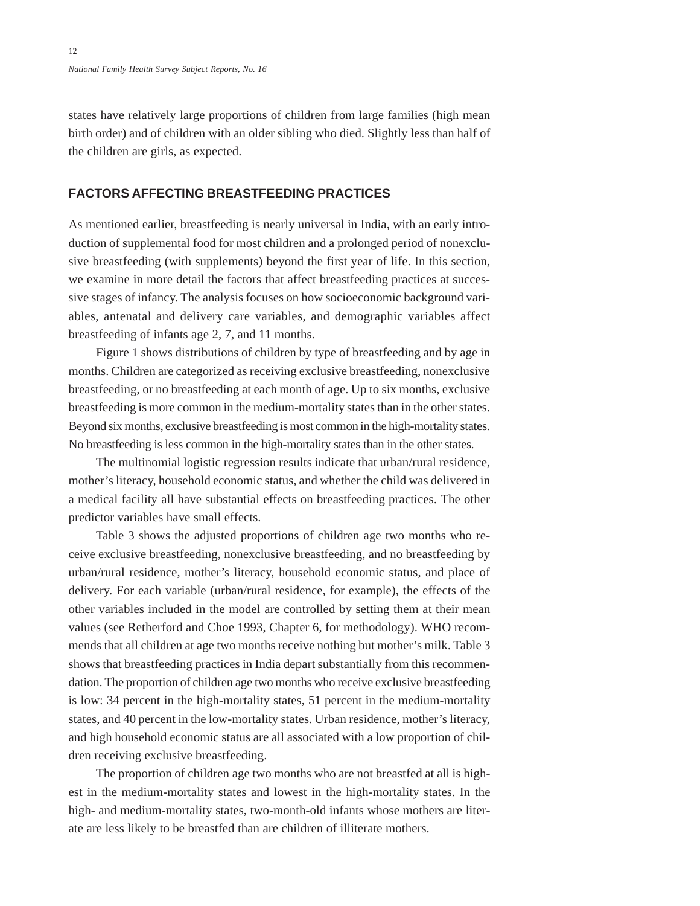states have relatively large proportions of children from large families (high mean birth order) and of children with an older sibling who died. Slightly less than half of the children are girls, as expected.

## FACTORS AFFECTING BREASTFEEDING PRACTICES

As mentioned earlier, breastfeeding is nearly universal in India, with an early introduction of supplemental food for most children and a prolonged period of nonexclusive breastfeeding (with supplements) beyond the first year of life. In this section, we examine in more detail the factors that affect breastfeeding practices at successive stages of infancy. The analysis focuses on how socioeconomic background variables, antenatal and delivery care variables, and demographic variables affect breastfeeding of infants age 2, 7, and 11 months.

Figure 1 shows distributions of children by type of breastfeeding and by age in months. Children are categorized as receiving exclusive breastfeeding, nonexclusive breastfeeding, or no breastfeeding at each month of age. Up to six months, exclusive breastfeeding is more common in the medium-mortality states than in the other states. Beyond six months, exclusive breastfeeding is most common in the high-mortality states. No breastfeeding is less common in the high-mortality states than in the other states.

The multinomial logistic regression results indicate that urban/rural residence, mother's literacy, household economic status, and whether the child was delivered in a medical facility all have substantial effects on breastfeeding practices. The other predictor variables have small effects.

Table 3 shows the adjusted proportions of children age two months who receive exclusive breastfeeding, nonexclusive breastfeeding, and no breastfeeding by urban/rural residence, mother's literacy, household economic status, and place of delivery. For each variable (urban/rural residence, for example), the effects of the other variables included in the model are controlled by setting them at their mean values (see Retherford and Choe 1993, Chapter 6, for methodology). WHO recommends that all children at age two months receive nothing but mother's milk. Table 3 shows that breastfeeding practices in India depart substantially from this recommendation. The proportion of children age two months who receive exclusive breastfeeding is low: 34 percent in the high-mortality states, 51 percent in the medium-mortality states, and 40 percent in the low-mortality states. Urban residence, mother's literacy, and high household economic status are all associated with a low proportion of children receiving exclusive breastfeeding.

The proportion of children age two months who are not breastfed at all is highest in the medium-mortality states and lowest in the high-mortality states. In the high- and medium-mortality states, two-month-old infants whose mothers are literate are less likely to be breastfed than are children of illiterate mothers.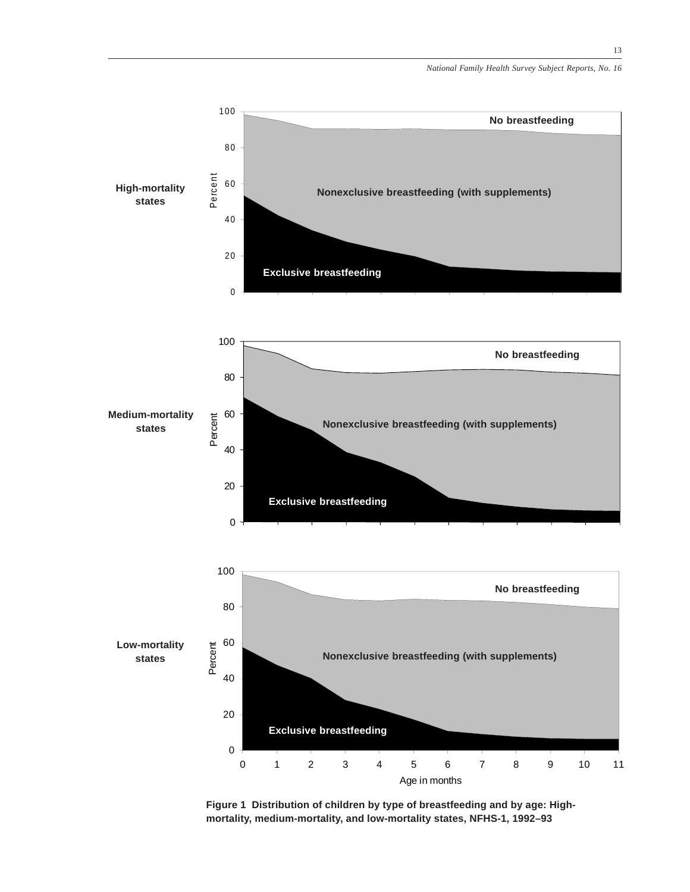**Figure 1 Distribution of children by type of breastfeeding and by age: High-mortality, medium-mortality, and low-mortality states, NFHS-1, 1992–93**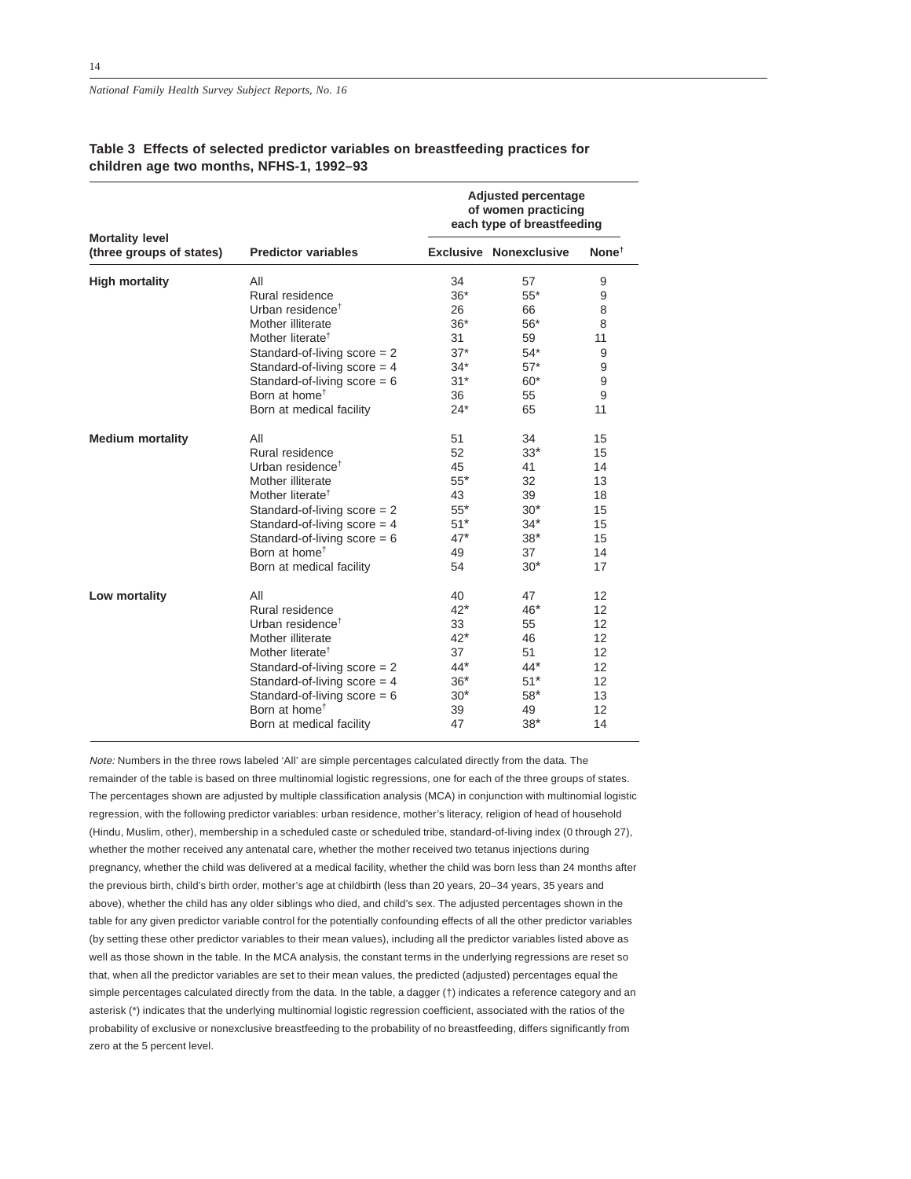**Table 3 Effects of selected predictor variables on breastfeeding practices for children age two months, NFHS-1, 1992–93**

| Mortality level (three groups of states) | Predictor variables | Adjusted percentage of women practicing each type of breastfeeding | | |
|---|---|---|---|---|
| | | Exclusive | Nonexclusive | None† |
| **High mortality** | All | 34 | 57 | 9 |
| | Rural residence | 36* | 55* | 9 |
| | Urban residence† | 26 | 66 | 8 |
| | Mother illiterate | 36* | 56* | 8 |
| | Mother literate† | 31 | 59 | 11 |
| | Standard-of-living score = 2 | 37* | 54* | 9 |
| | Standard-of-living score = 4 | 34* | 57* | 9 |
| | Standard-of-living score = 6 | 31* | 60* | 9 |
| | Born at home† | 36 | 55 | 9 |
| | Born at medical facility | 24* | 65 | 11 |
| **Medium mortality** | All | 51 | 34 | 15 |
| | Rural residence | 52 | 33* | 15 |
| | Urban residence† | 45 | 41 | 14 |
| | Mother illiterate | 55* | 32 | 13 |
| | Mother literate† | 43 | 39 | 18 |
| | Standard-of-living score = 2 | 55* | 30* | 15 |
| | Standard-of-living score = 4 | 51* | 34* | 15 |
| | Standard-of-living score = 6 | 47* | 38* | 15 |
| | Born at home† | 49 | 37 | 14 |
| | Born at medical facility | 54 | 30* | 17 |
| **Low mortality** | All | 40 | 47 | 12 |
| | Rural residence | 42* | 46* | 12 |
| | Urban residence† | 33 | 55 | 12 |
| | Mother illiterate | 42* | 46 | 12 |
| | Mother literate† | 37 | 51 | 12 |
| | Standard-of-living score = 2 | 44* | 44* | 12 |
| | Standard-of-living score = 4 | 36* | 51* | 12 |
| | Standard-of-living score = 6 | 30* | 58* | 13 |
| | Born at home† | 39 | 49 | 12 |
| | Born at medical facility | 47 | 38* | 14 |

*Note:* Numbers in the three rows labeled 'All' are simple percentages calculated directly from the data. The remainder of the table is based on three multinomial logistic regressions, one for each of the three groups of states. The percentages shown are adjusted by multiple classification analysis (MCA) in conjunction with multinomial logistic regression, with the following predictor variables: urban residence, mother's literacy, religion of head of household (Hindu, Muslim, other), membership in a scheduled caste or scheduled tribe, standard-of-living index (0 through 27), whether the mother received any antenatal care, whether the mother received two tetanus injections during pregnancy, whether the child was delivered at a medical facility, whether the child was born less than 24 months after the previous birth, child's birth order, mother's age at childbirth (less than 20 years, 20–34 years, 35 years and above), whether the child has any older siblings who died, and child's sex. The adjusted percentages shown in the table for any given predictor variable control for the potentially confounding effects of all the other predictor variables (by setting these other predictor variables to their mean values), including all the predictor variables listed above as well as those shown in the table. In the MCA analysis, the constant terms in the underlying regressions are reset so that, when all the predictor variables are set to their mean values, the predicted (adjusted) percentages equal the simple percentages calculated directly from the data. In the table, a dagger (†) indicates a reference category and an asterisk (*) indicates that the underlying multinomial logistic regression coefficient, associated with the ratios of the probability of exclusive or nonexclusive breastfeeding to the probability of no breastfeeding, differs significantly from zero at the 5 percent level.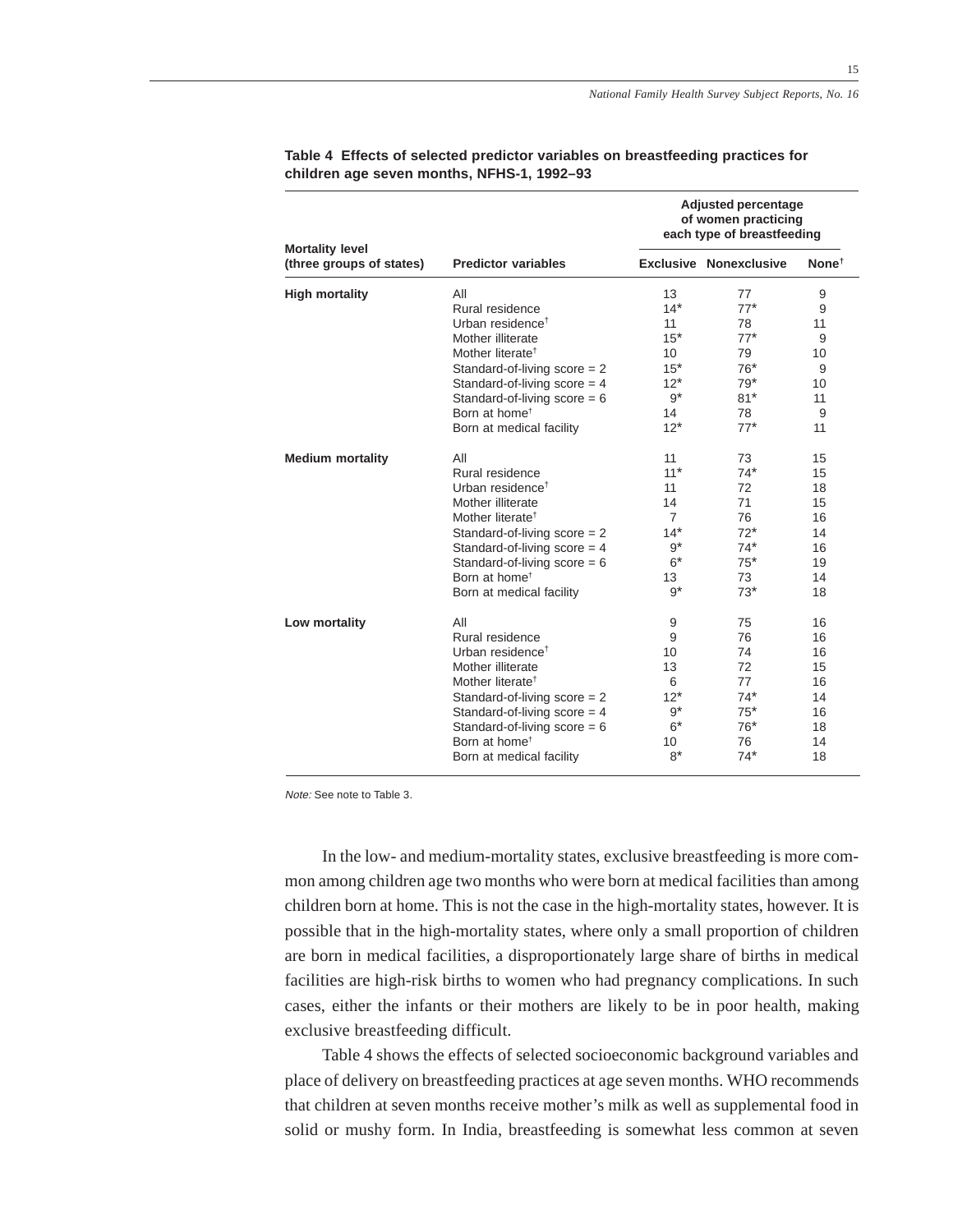**Table 4 Effects of selected predictor variables on breastfeeding practices for children age seven months, NFHS-1, 1992–93**

| Mortality level (three groups of states) | Predictor variables | Adjusted percentage of women practicing each type of breastfeeding | | |
|---|---|---|---|---|
| | | Exclusive | Nonexclusive | None† |
| **High mortality** | All | 13 | 77 | 9 |
| | Rural residence | 14* | 77* | 9 |
| | Urban residence† | 11 | 78 | 11 |
| | Mother illiterate | 15* | 77* | 9 |
| | Mother literate† | 10 | 79 | 10 |
| | Standard-of-living score = 2 | 15* | 76* | 9 |
| | Standard-of-living score = 4 | 12* | 79* | 10 |
| | Standard-of-living score = 6 | 9* | 81* | 11 |
| | Born at home† | 14 | 78 | 9 |
| | Born at medical facility | 12* | 77* | 11 |
| **Medium mortality** | All | 11 | 73 | 15 |
| | Rural residence | 11* | 74* | 15 |
| | Urban residence† | 11 | 72 | 18 |
| | Mother illiterate | 14 | 71 | 15 |
| | Mother literate† | 7 | 76 | 16 |
| | Standard-of-living score = 2 | 14* | 72* | 14 |
| | Standard-of-living score = 4 | 9* | 74* | 16 |
| | Standard-of-living score = 6 | 6* | 75* | 19 |
| | Born at home† | 13 | 73 | 14 |
| | Born at medical facility | 9* | 73* | 18 |
| **Low mortality** | All | 9 | 75 | 16 |
| | Rural residence | 9 | 76 | 16 |
| | Urban residence† | 10 | 74 | 16 |
| | Mother illiterate | 13 | 72 | 15 |
| | Mother literate† | 6 | 77 | 16 |
| | Standard-of-living score = 2 | 12* | 74* | 14 |
| | Standard-of-living score = 4 | 9* | 75* | 16 |
| | Standard-of-living score = 6 | 6* | 76* | 18 |
| | Born at home† | 10 | 76 | 14 |
| | Born at medical facility | 8* | 74* | 18 |

*Note:* See note to Table 3.

In the low- and medium-mortality states, exclusive breastfeeding is more common among children age two months who were born at medical facilities than among children born at home. This is not the case in the high-mortality states, however. It is possible that in the high-mortality states, where only a small proportion of children are born in medical facilities, a disproportionately large share of births in medical facilities are high-risk births to women who had pregnancy complications. In such cases, either the infants or their mothers are likely to be in poor health, making exclusive breastfeeding difficult.

Table 4 shows the effects of selected socioeconomic background variables and place of delivery on breastfeeding practices at age seven months. WHO recommends that children at seven months receive mother's milk as well as supplemental food in solid or mushy form. In India, breastfeeding is somewhat less common at seven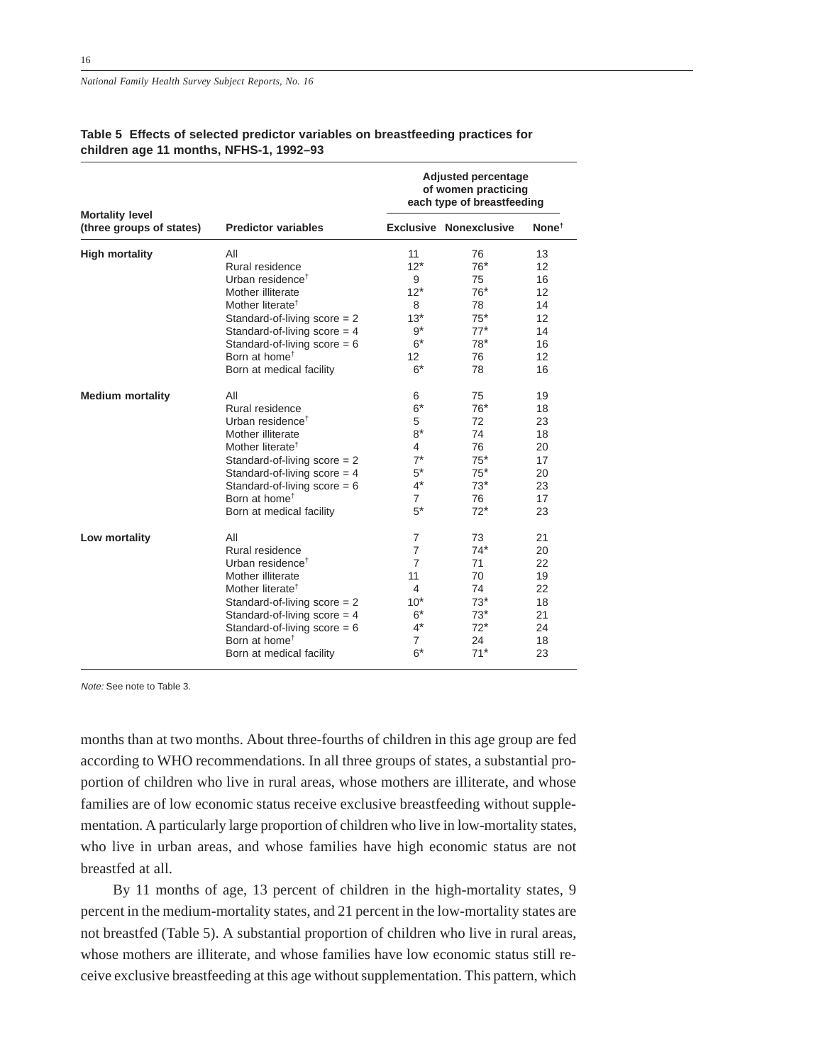**Table 5 Effects of selected predictor variables on breastfeeding practices for children age 11 months, NFHS-1, 1992–93**

| Mortality level (three groups of states) | Predictor variables | Adjusted percentage of women practicing each type of breastfeeding | | |
|---|---|---|---|---|
| | | Exclusive | Nonexclusive | None[†] |
| **High mortality** | All | 11 | 76 | 13 |
| | Rural residence | 12* | 76* | 12 |
| | Urban residence[†] | 9 | 75 | 16 |
| | Mother illiterate | 12* | 76* | 12 |
| | Mother literate[†] | 8 | 78 | 14 |
| | Standard-of-living score = 2 | 13* | 75* | 12 |
| | Standard-of-living score = 4 | 9* | 77* | 14 |
| | Standard-of-living score = 6 | 6* | 78* | 16 |
| | Born at home[†] | 12 | 76 | 12 |
| | Born at medical facility | 6* | 78 | 16 |
| **Medium mortality** | All | 6 | 75 | 19 |
| | Rural residence | 6* | 76* | 18 |
| | Urban residence[†] | 5 | 72 | 23 |
| | Mother illiterate | 8* | 74 | 18 |
| | Mother literate[†] | 4 | 76 | 20 |
| | Standard-of-living score = 2 | 7* | 75* | 17 |
| | Standard-of-living score = 4 | 5* | 75* | 20 |
| | Standard-of-living score = 6 | 4* | 73* | 23 |
| | Born at home[†] | 7 | 76 | 17 |
| | Born at medical facility | 5* | 72* | 23 |
| **Low mortality** | All | 7 | 73 | 21 |
| | Rural residence | 7 | 74* | 20 |
| | Urban residence[†] | 7 | 71 | 22 |
| | Mother illiterate | 11 | 70 | 19 |
| | Mother literate[†] | 4 | 74 | 22 |
| | Standard-of-living score = 2 | 10* | 73* | 18 |
| | Standard-of-living score = 4 | 6* | 73* | 21 |
| | Standard-of-living score = 6 | 4* | 72* | 24 |
| | Born at home[†] | 7 | 24 | 18 |
| | Born at medical facility | 6* | 71* | 23 |

*Note:* See note to Table 3.

months than at two months. About three-fourths of children in this age group are fed according to WHO recommendations. In all three groups of states, a substantial proportion of children who live in rural areas, whose mothers are illiterate, and whose families are of low economic status receive exclusive breastfeeding without supplementation. A particularly large proportion of children who live in low-mortality states, who live in urban areas, and whose families have high economic status are not breastfed at all.

By 11 months of age, 13 percent of children in the high-mortality states, 9 percent in the medium-mortality states, and 21 percent in the low-mortality states are not breastfed (Table 5). A substantial proportion of children who live in rural areas, whose mothers are illiterate, and whose families have low economic status still receive exclusive breastfeeding at this age without supplementation. This pattern, which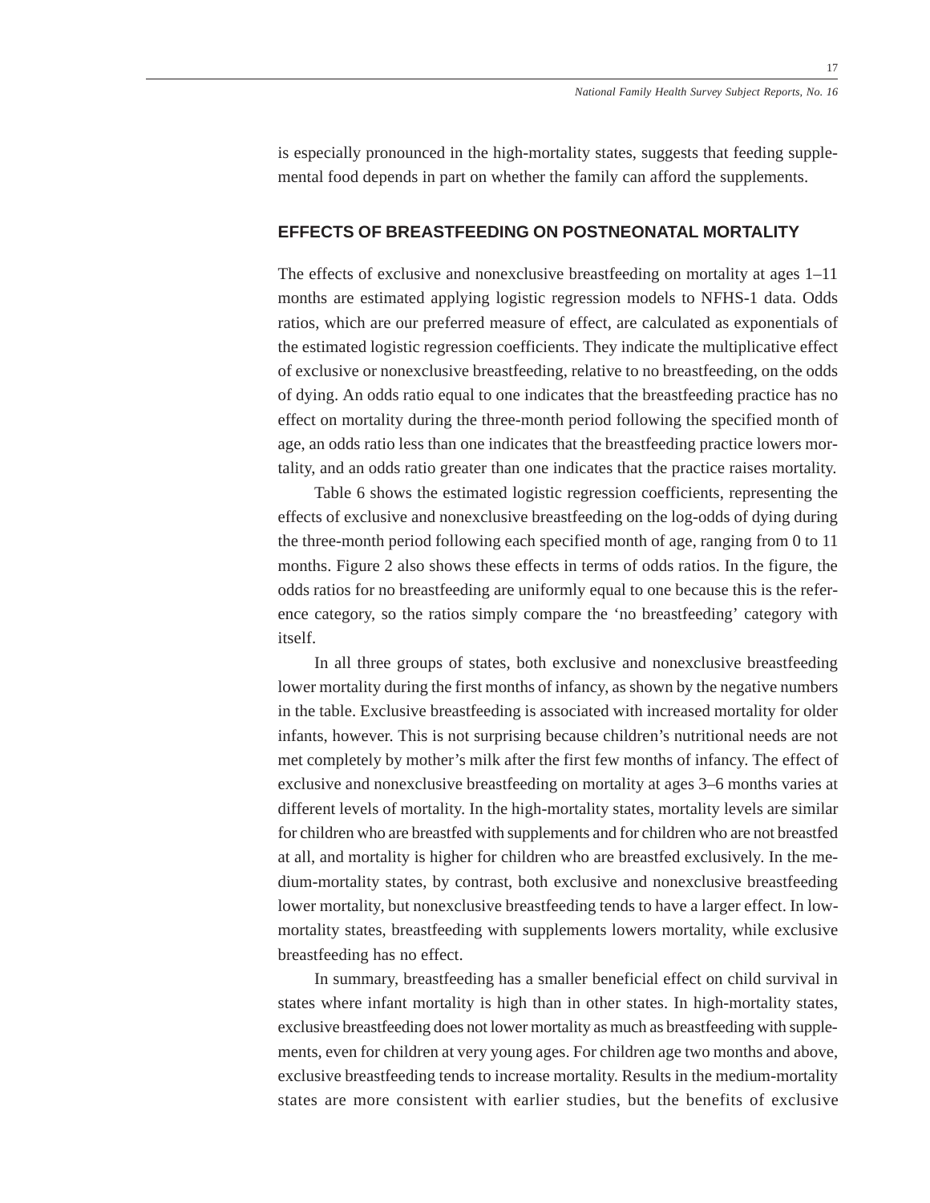is especially pronounced in the high-mortality states, suggests that feeding supplemental food depends in part on whether the family can afford the supplements.

## EFFECTS OF BREASTFEEDING ON POSTNEONATAL MORTALITY

The effects of exclusive and nonexclusive breastfeeding on mortality at ages 1–11 months are estimated applying logistic regression models to NFHS-1 data. Odds ratios, which are our preferred measure of effect, are calculated as exponentials of the estimated logistic regression coefficients. They indicate the multiplicative effect of exclusive or nonexclusive breastfeeding, relative to no breastfeeding, on the odds of dying. An odds ratio equal to one indicates that the breastfeeding practice has no effect on mortality during the three-month period following the specified month of age, an odds ratio less than one indicates that the breastfeeding practice lowers mortality, and an odds ratio greater than one indicates that the practice raises mortality.

Table 6 shows the estimated logistic regression coefficients, representing the effects of exclusive and nonexclusive breastfeeding on the log-odds of dying during the three-month period following each specified month of age, ranging from 0 to 11 months. Figure 2 also shows these effects in terms of odds ratios. In the figure, the odds ratios for no breastfeeding are uniformly equal to one because this is the reference category, so the ratios simply compare the 'no breastfeeding' category with itself.

In all three groups of states, both exclusive and nonexclusive breastfeeding lower mortality during the first months of infancy, as shown by the negative numbers in the table. Exclusive breastfeeding is associated with increased mortality for older infants, however. This is not surprising because children's nutritional needs are not met completely by mother's milk after the first few months of infancy. The effect of exclusive and nonexclusive breastfeeding on mortality at ages 3–6 months varies at different levels of mortality. In the high-mortality states, mortality levels are similar for children who are breastfed with supplements and for children who are not breastfed at all, and mortality is higher for children who are breastfed exclusively. In the medium-mortality states, by contrast, both exclusive and nonexclusive breastfeeding lower mortality, but nonexclusive breastfeeding tends to have a larger effect. In low-mortality states, breastfeeding with supplements lowers mortality, while exclusive breastfeeding has no effect.

In summary, breastfeeding has a smaller beneficial effect on child survival in states where infant mortality is high than in other states. In high-mortality states, exclusive breastfeeding does not lower mortality as much as breastfeeding with supplements, even for children at very young ages. For children age two months and above, exclusive breastfeeding tends to increase mortality. Results in the medium-mortality states are more consistent with earlier studies, but the benefits of exclusive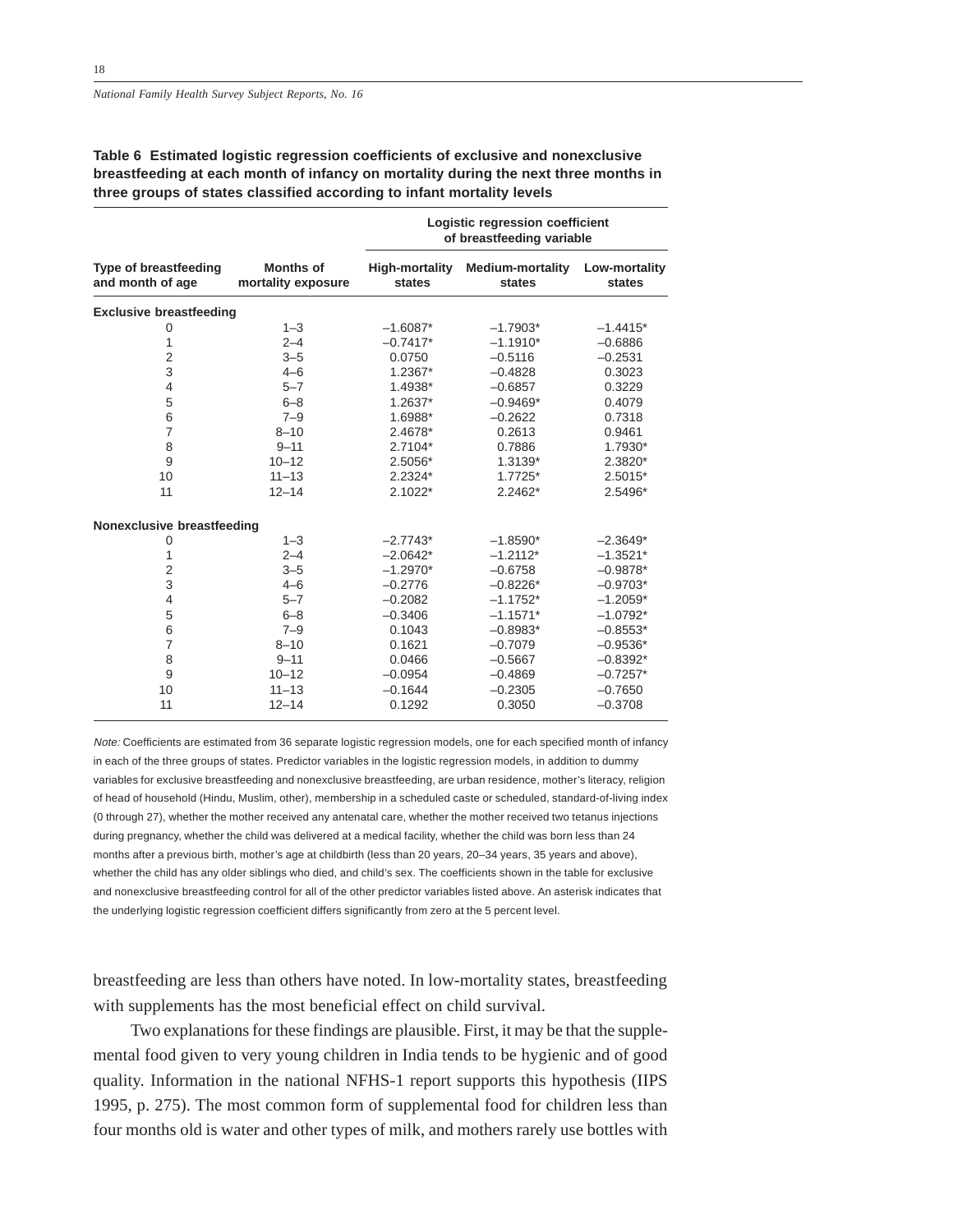**Table 6 Estimated logistic regression coefficients of exclusive and nonexclusive breastfeeding at each month of infancy on mortality during the next three months in three groups of states classified according to infant mortality levels**

| Type of breastfeeding and month of age | Months of mortality exposure | Logistic regression coefficient of breastfeeding variable | | |
|---|---|---|---|---|
| | | High-mortality states | Medium-mortality states | Low-mortality states |
| **Exclusive breastfeeding** | | | | |
| 0 | 1–3 | –1.6087* | –1.7903* | –1.4415* |
| 1 | 2–4 | –0.7417* | –1.1910* | –0.6886 |
| 2 | 3–5 | 0.0750 | –0.5116 | –0.2531 |
| 3 | 4–6 | 1.2367* | –0.4828 | 0.3023 |
| 4 | 5–7 | 1.4938* | –0.6857 | 0.3229 |
| 5 | 6–8 | 1.2637* | –0.9469* | 0.4079 |
| 6 | 7–9 | 1.6988* | –0.2622 | 0.7318 |
| 7 | 8–10 | 2.4678* | 0.2613 | 0.9461 |
| 8 | 9–11 | 2.7104* | 0.7886 | 1.7930* |
| 9 | 10–12 | 2.5056* | 1.3139* | 2.3820* |
| 10 | 11–13 | 2.2324* | 1.7725* | 2.5015* |
| 11 | 12–14 | 2.1022* | 2.2462* | 2.5496* |
| **Nonexclusive breastfeeding** | | | | |
| 0 | 1–3 | –2.7743* | –1.8590* | –2.3649* |
| 1 | 2–4 | –2.0642* | –1.2112* | –1.3521* |
| 2 | 3–5 | –1.2970* | –0.6758 | –0.9878* |
| 3 | 4–6 | –0.2776 | –0.8226* | –0.9703* |
| 4 | 5–7 | –0.2082 | –1.1752* | –1.2059* |
| 5 | 6–8 | –0.3406 | –1.1571* | –1.0792* |
| 6 | 7–9 | 0.1043 | –0.8983* | –0.8553* |
| 7 | 8–10 | 0.1621 | –0.7079 | –0.9536* |
| 8 | 9–11 | 0.0466 | –0.5667 | –0.8392* |
| 9 | 10–12 | –0.0954 | –0.4869 | –0.7257* |
| 10 | 11–13 | –0.1644 | –0.2305 | –0.7650 |
| 11 | 12–14 | 0.1292 | 0.3050 | –0.3708 |

*Note:* Coefficients are estimated from 36 separate logistic regression models, one for each specified month of infancy in each of the three groups of states. Predictor variables in the logistic regression models, in addition to dummy variables for exclusive breastfeeding and nonexclusive breastfeeding, are urban residence, mother's literacy, religion of head of household (Hindu, Muslim, other), membership in a scheduled caste or scheduled, standard-of-living index (0 through 27), whether the mother received any antenatal care, whether the mother received two tetanus injections during pregnancy, whether the child was delivered at a medical facility, whether the child was born less than 24 months after a previous birth, mother's age at childbirth (less than 20 years, 20–34 years, 35 years and above), whether the child has any older siblings who died, and child's sex. The coefficients shown in the table for exclusive and nonexclusive breastfeeding control for all of the other predictor variables listed above. An asterisk indicates that the underlying logistic regression coefficient differs significantly from zero at the 5 percent level.

breastfeeding are less than others have noted. In low-mortality states, breastfeeding with supplements has the most beneficial effect on child survival.

Two explanations for these findings are plausible. First, it may be that the supplemental food given to very young children in India tends to be hygienic and of good quality. Information in the national NFHS-1 report supports this hypothesis (IIPS 1995, p. 275). The most common form of supplemental food for children less than four months old is water and other types of milk, and mothers rarely use bottles with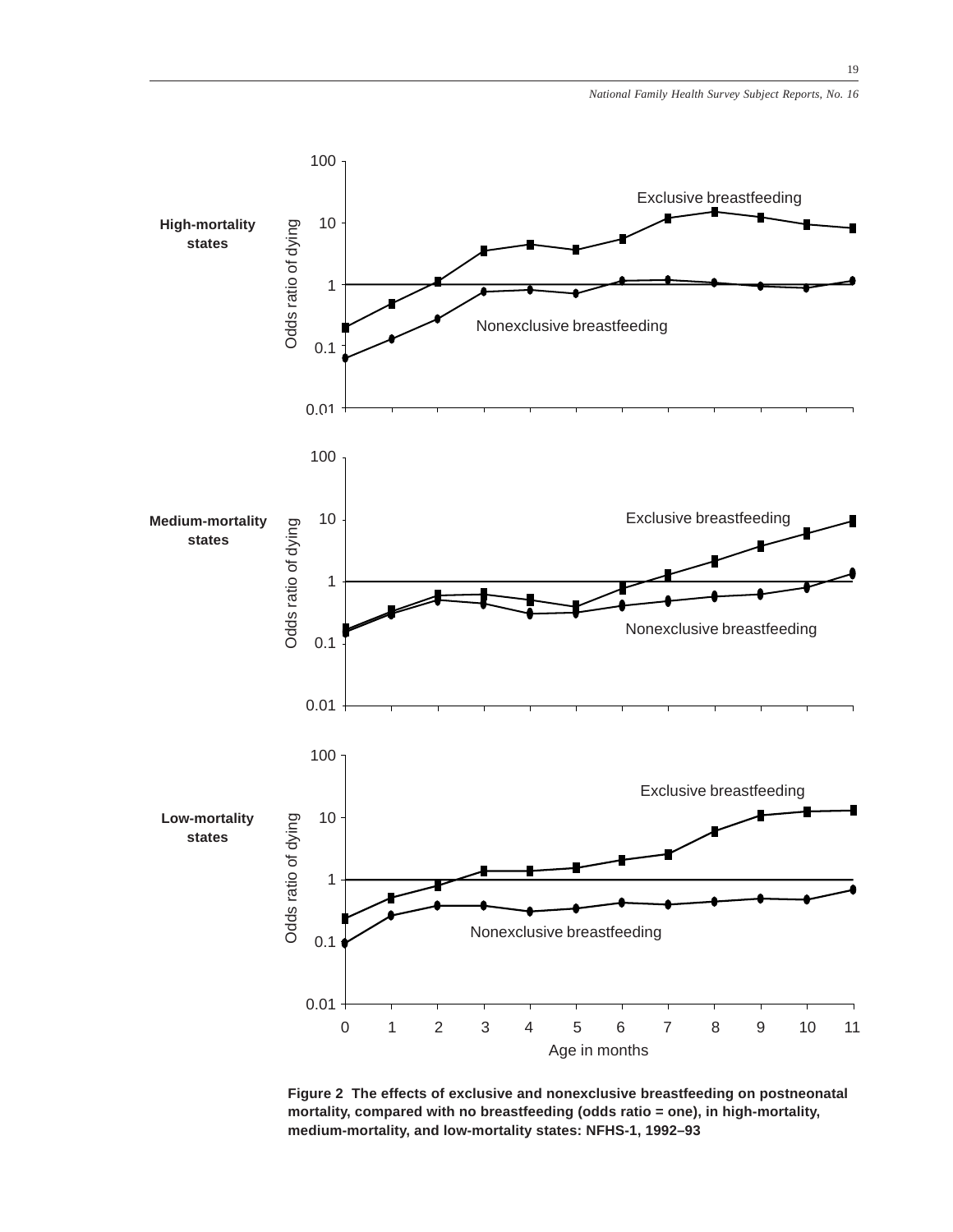**Figure 2 The effects of exclusive and nonexclusive breastfeeding on postneonatal mortality, compared with no breastfeeding (odds ratio = one), in high-mortality, medium-mortality, and low-mortality states: NFHS-1, 1992–93**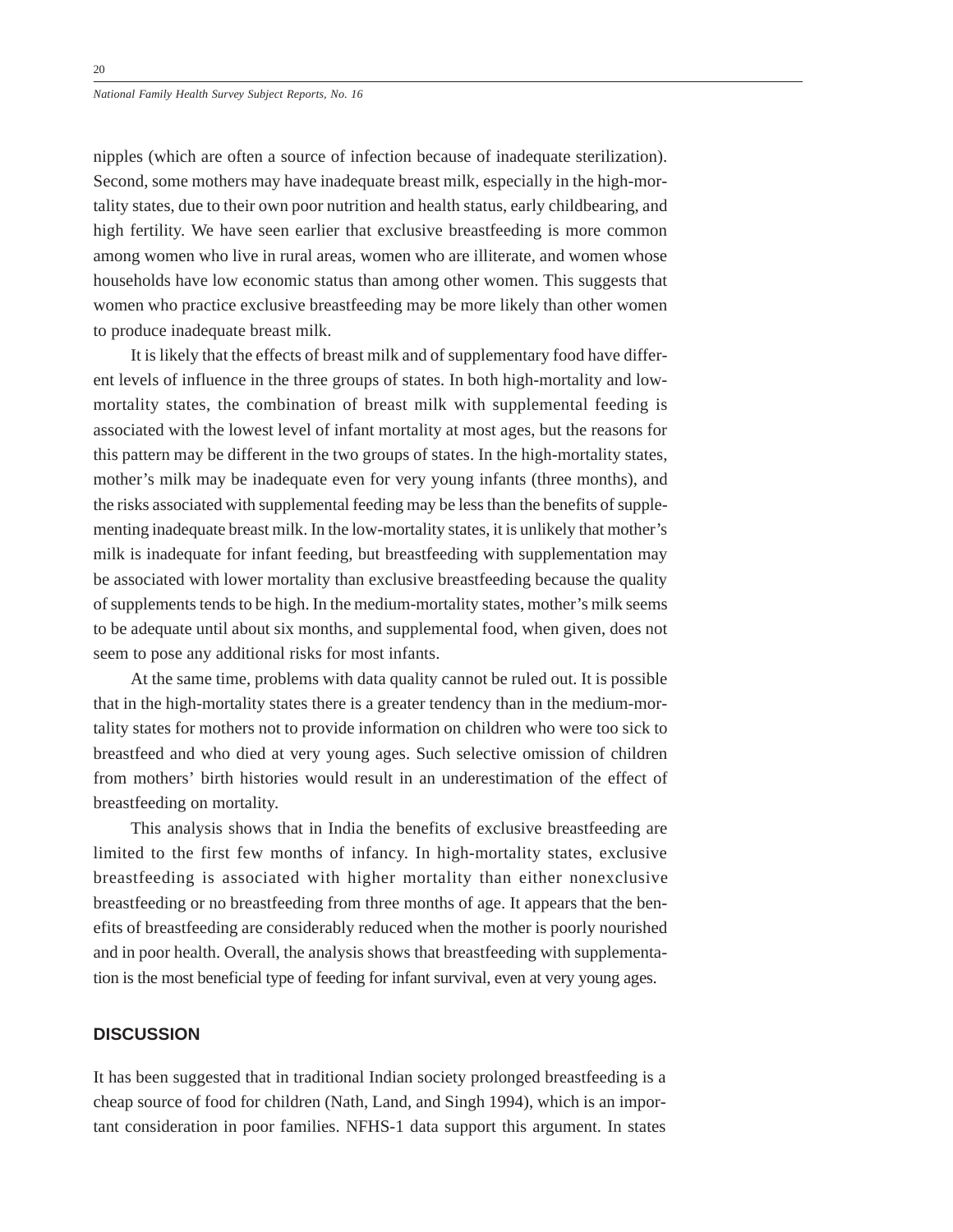nipples (which are often a source of infection because of inadequate sterilization). Second, some mothers may have inadequate breast milk, especially in the high-mortality states, due to their own poor nutrition and health status, early childbearing, and high fertility. We have seen earlier that exclusive breastfeeding is more common among women who live in rural areas, women who are illiterate, and women whose households have low economic status than among other women. This suggests that women who practice exclusive breastfeeding may be more likely than other women to produce inadequate breast milk.

It is likely that the effects of breast milk and of supplementary food have different levels of influence in the three groups of states. In both high-mortality and low-mortality states, the combination of breast milk with supplemental feeding is associated with the lowest level of infant mortality at most ages, but the reasons for this pattern may be different in the two groups of states. In the high-mortality states, mother's milk may be inadequate even for very young infants (three months), and the risks associated with supplemental feeding may be less than the benefits of supplementing inadequate breast milk. In the low-mortality states, it is unlikely that mother's milk is inadequate for infant feeding, but breastfeeding with supplementation may be associated with lower mortality than exclusive breastfeeding because the quality of supplements tends to be high. In the medium-mortality states, mother's milk seems to be adequate until about six months, and supplemental food, when given, does not seem to pose any additional risks for most infants.

At the same time, problems with data quality cannot be ruled out. It is possible that in the high-mortality states there is a greater tendency than in the medium-mortality states for mothers not to provide information on children who were too sick to breastfeed and who died at very young ages. Such selective omission of children from mothers' birth histories would result in an underestimation of the effect of breastfeeding on mortality.

This analysis shows that in India the benefits of exclusive breastfeeding are limited to the first few months of infancy. In high-mortality states, exclusive breastfeeding is associated with higher mortality than either nonexclusive breastfeeding or no breastfeeding from three months of age. It appears that the benefits of breastfeeding are considerably reduced when the mother is poorly nourished and in poor health. Overall, the analysis shows that breastfeeding with supplementation is the most beneficial type of feeding for infant survival, even at very young ages.

## DISCUSSION

It has been suggested that in traditional Indian society prolonged breastfeeding is a cheap source of food for children (Nath, Land, and Singh 1994), which is an important consideration in poor families. NFHS-1 data support this argument. In states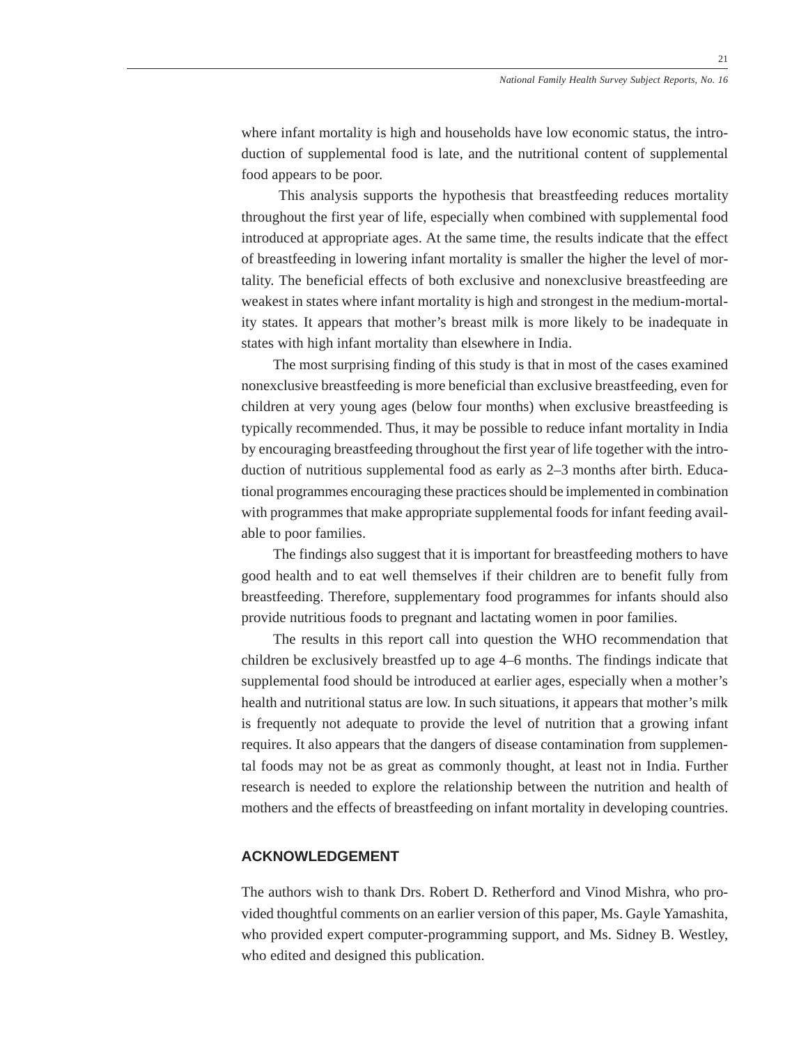where infant mortality is high and households have low economic status, the introduction of supplemental food is late, and the nutritional content of supplemental food appears to be poor.

This analysis supports the hypothesis that breastfeeding reduces mortality throughout the first year of life, especially when combined with supplemental food introduced at appropriate ages. At the same time, the results indicate that the effect of breastfeeding in lowering infant mortality is smaller the higher the level of mortality. The beneficial effects of both exclusive and nonexclusive breastfeeding are weakest in states where infant mortality is high and strongest in the medium-mortality states. It appears that mother's breast milk is more likely to be inadequate in states with high infant mortality than elsewhere in India.

The most surprising finding of this study is that in most of the cases examined nonexclusive breastfeeding is more beneficial than exclusive breastfeeding, even for children at very young ages (below four months) when exclusive breastfeeding is typically recommended. Thus, it may be possible to reduce infant mortality in India by encouraging breastfeeding throughout the first year of life together with the introduction of nutritious supplemental food as early as 2–3 months after birth. Educational programmes encouraging these practices should be implemented in combination with programmes that make appropriate supplemental foods for infant feeding available to poor families.

The findings also suggest that it is important for breastfeeding mothers to have good health and to eat well themselves if their children are to benefit fully from breastfeeding. Therefore, supplementary food programmes for infants should also provide nutritious foods to pregnant and lactating women in poor families.

The results in this report call into question the WHO recommendation that children be exclusively breastfed up to age 4–6 months. The findings indicate that supplemental food should be introduced at earlier ages, especially when a mother's health and nutritional status are low. In such situations, it appears that mother's milk is frequently not adequate to provide the level of nutrition that a growing infant requires. It also appears that the dangers of disease contamination from supplemental foods may not be as great as commonly thought, at least not in India. Further research is needed to explore the relationship between the nutrition and health of mothers and the effects of breastfeeding on infant mortality in developing countries.

## ACKNOWLEDGEMENT

The authors wish to thank Drs. Robert D. Retherford and Vinod Mishra, who provided thoughtful comments on an earlier version of this paper, Ms. Gayle Yamashita, who provided expert computer-programming support, and Ms. Sidney B. Westley, who edited and designed this publication.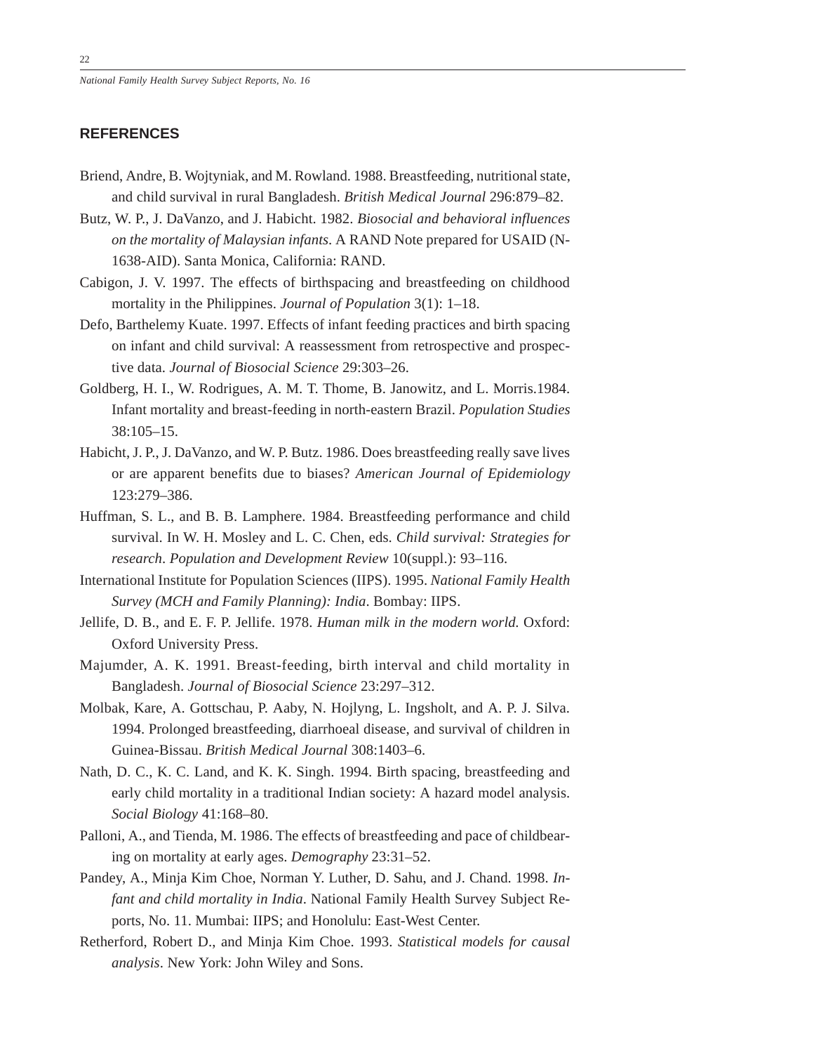## REFERENCES

Briend, Andre, B. Wojtyniak, and M. Rowland. 1988. Breastfeeding, nutritional state, and child survival in rural Bangladesh. *British Medical Journal* 296:879–82.

Butz, W. P., J. DaVanzo, and J. Habicht. 1982. *Biosocial and behavioral influences on the mortality of Malaysian infants*. A RAND Note prepared for USAID (N-1638-AID). Santa Monica, California: RAND.

Cabigon, J. V. 1997. The effects of birthspacing and breastfeeding on childhood mortality in the Philippines. *Journal of Population* 3(1): 1–18.

Defo, Barthelemy Kuate. 1997. Effects of infant feeding practices and birth spacing on infant and child survival: A reassessment from retrospective and prospective data. *Journal of Biosocial Science* 29:303–26.

Goldberg, H. I., W. Rodrigues, A. M. T. Thome, B. Janowitz, and L. Morris.1984. Infant mortality and breast-feeding in north-eastern Brazil. *Population Studies* 38:105–15.

Habicht, J. P., J. DaVanzo, and W. P. Butz. 1986. Does breastfeeding really save lives or are apparent benefits due to biases? *American Journal of Epidemiology* 123:279–386.

Huffman, S. L., and B. B. Lamphere. 1984. Breastfeeding performance and child survival. In W. H. Mosley and L. C. Chen, eds. *Child survival: Strategies for research*. *Population and Development Review* 10(suppl.): 93–116.

International Institute for Population Sciences (IIPS). 1995. *National Family Health Survey (MCH and Family Planning): India*. Bombay: IIPS.

Jellife, D. B., and E. F. P. Jellife. 1978. *Human milk in the modern world.* Oxford: Oxford University Press.

Majumder, A. K. 1991. Breast-feeding, birth interval and child mortality in Bangladesh. *Journal of Biosocial Science* 23:297–312.

Molbak, Kare, A. Gottschau, P. Aaby, N. Hojlyng, L. Ingsholt, and A. P. J. Silva. 1994. Prolonged breastfeeding, diarrhoeal disease, and survival of children in Guinea-Bissau. *British Medical Journal* 308:1403–6.

Nath, D. C., K. C. Land, and K. K. Singh. 1994. Birth spacing, breastfeeding and early child mortality in a traditional Indian society: A hazard model analysis. *Social Biology* 41:168–80.

Palloni, A., and Tienda, M. 1986. The effects of breastfeeding and pace of childbearing on mortality at early ages. *Demography* 23:31–52.

Pandey, A., Minja Kim Choe, Norman Y. Luther, D. Sahu, and J. Chand. 1998. *Infant and child mortality in India*. National Family Health Survey Subject Reports, No. 11. Mumbai: IIPS; and Honolulu: East-West Center.

Retherford, Robert D., and Minja Kim Choe. 1993. *Statistical models for causal analysis*. New York: John Wiley and Sons.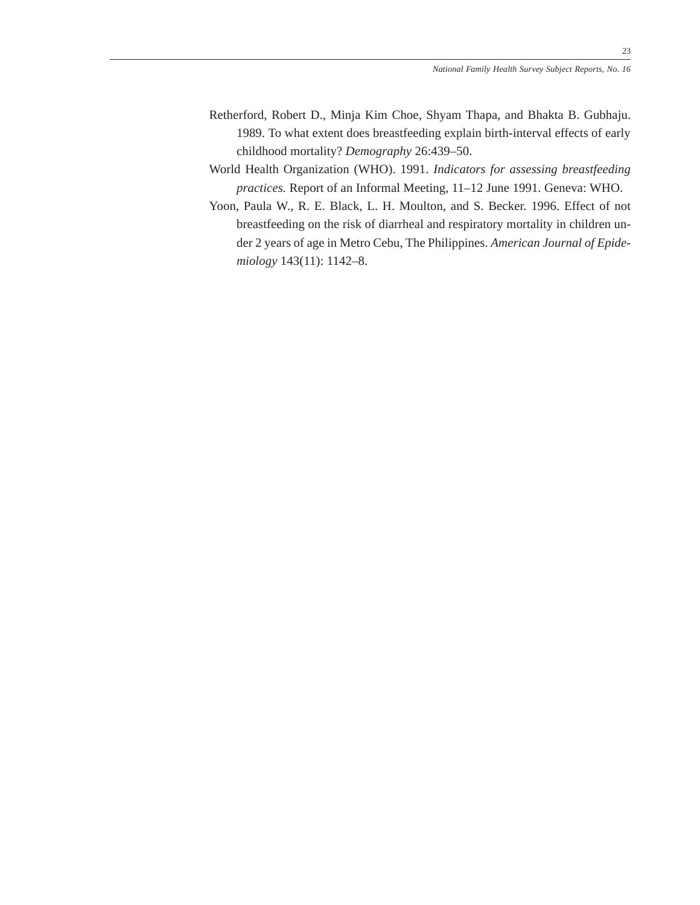Retherford, Robert D., Minja Kim Choe, Shyam Thapa, and Bhakta B. Gubhaju. 1989. To what extent does breastfeeding explain birth-interval effects of early childhood mortality? *Demography* 26:439–50.

World Health Organization (WHO). 1991. *Indicators for assessing breastfeeding practices.* Report of an Informal Meeting, 11–12 June 1991. Geneva: WHO.

Yoon, Paula W., R. E. Black, L. H. Moulton, and S. Becker. 1996. Effect of not breastfeeding on the risk of diarrheal and respiratory mortality in children under 2 years of age in Metro Cebu, The Philippines. *American Journal of Epidemiology* 143(11): 1142–8.